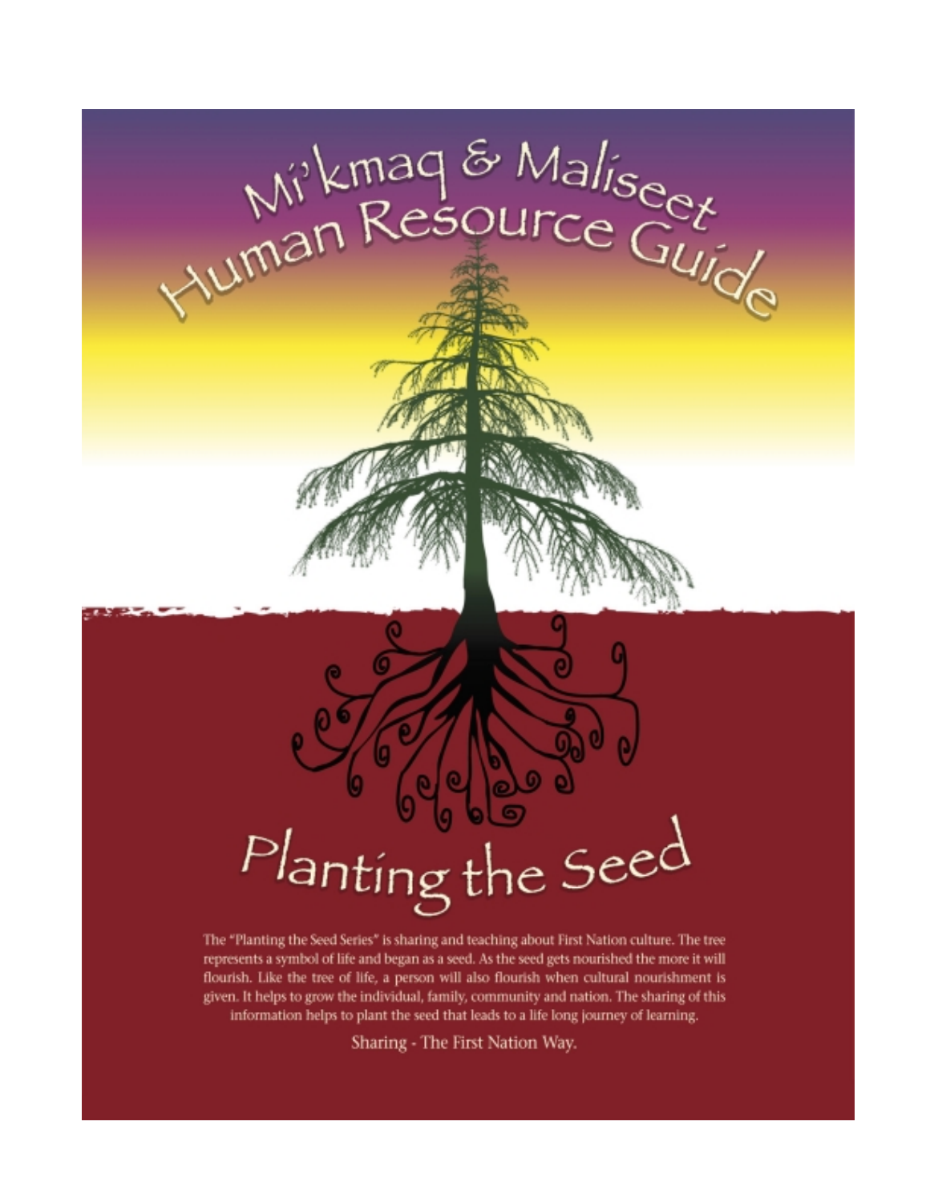# Mi'kmaq & Maliseet Human Resource Guide

## Planting the Seed

The "Planting the Seed Series" is sharing and teaching about First Nation culture. The tree represents a symbol of life and began as a seed. As the seed gets nourished the more it will flourish. Like the tree of life, a person will also flourish when cultural nourishment is given. It helps to grow the individual, family, community and nation. The sharing of this information helps to plant the seed that leads to a life long journey of learning.

Sharing - The First Nation Way.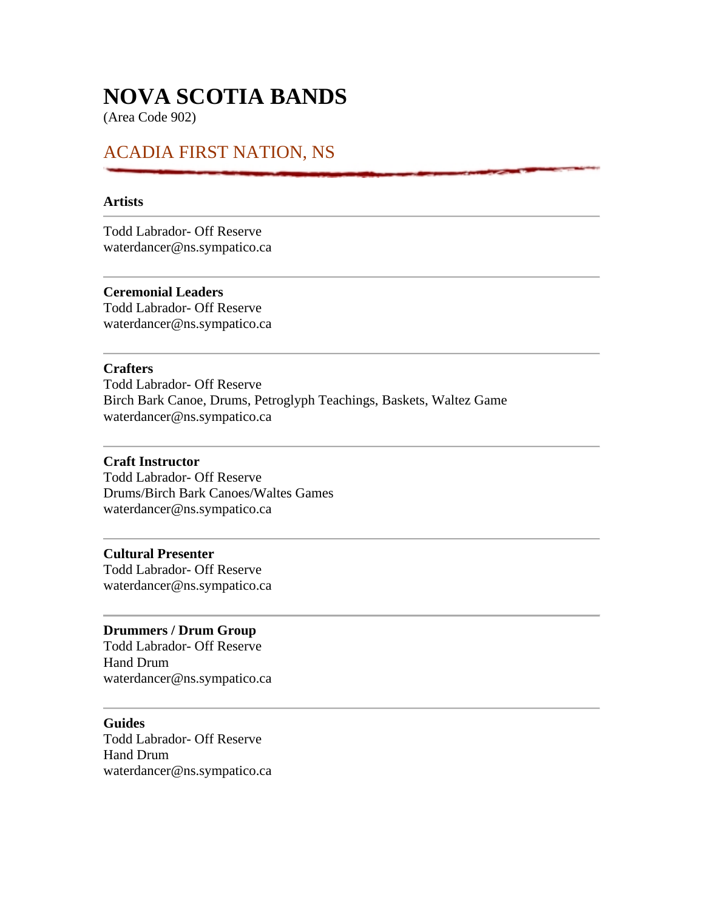# NOVA SCOTIA BANDS

(Area Code 902)

## ACADIA FIRST NATION, NS

---

**Artists**

---

Todd Labrador- Off Reserve
waterdancer@ns.sympatico.ca

---

**Ceremonial Leaders**
Todd Labrador- Off Reserve
waterdancer@ns.sympatico.ca

---

**Crafters**
Todd Labrador- Off Reserve
Birch Bark Canoe, Drums, Petroglyph Teachings, Baskets, Waltez Game
waterdancer@ns.sympatico.ca

---

**Craft Instructor**
Todd Labrador- Off Reserve
Drums/Birch Bark Canoes/Waltes Games
waterdancer@ns.sympatico.ca

---

**Cultural Presenter**
Todd Labrador- Off Reserve
waterdancer@ns.sympatico.ca

---

**Drummers / Drum Group**
Todd Labrador- Off Reserve
Hand Drum
waterdancer@ns.sympatico.ca

---

**Guides**
Todd Labrador- Off Reserve
Hand Drum
waterdancer@ns.sympatico.ca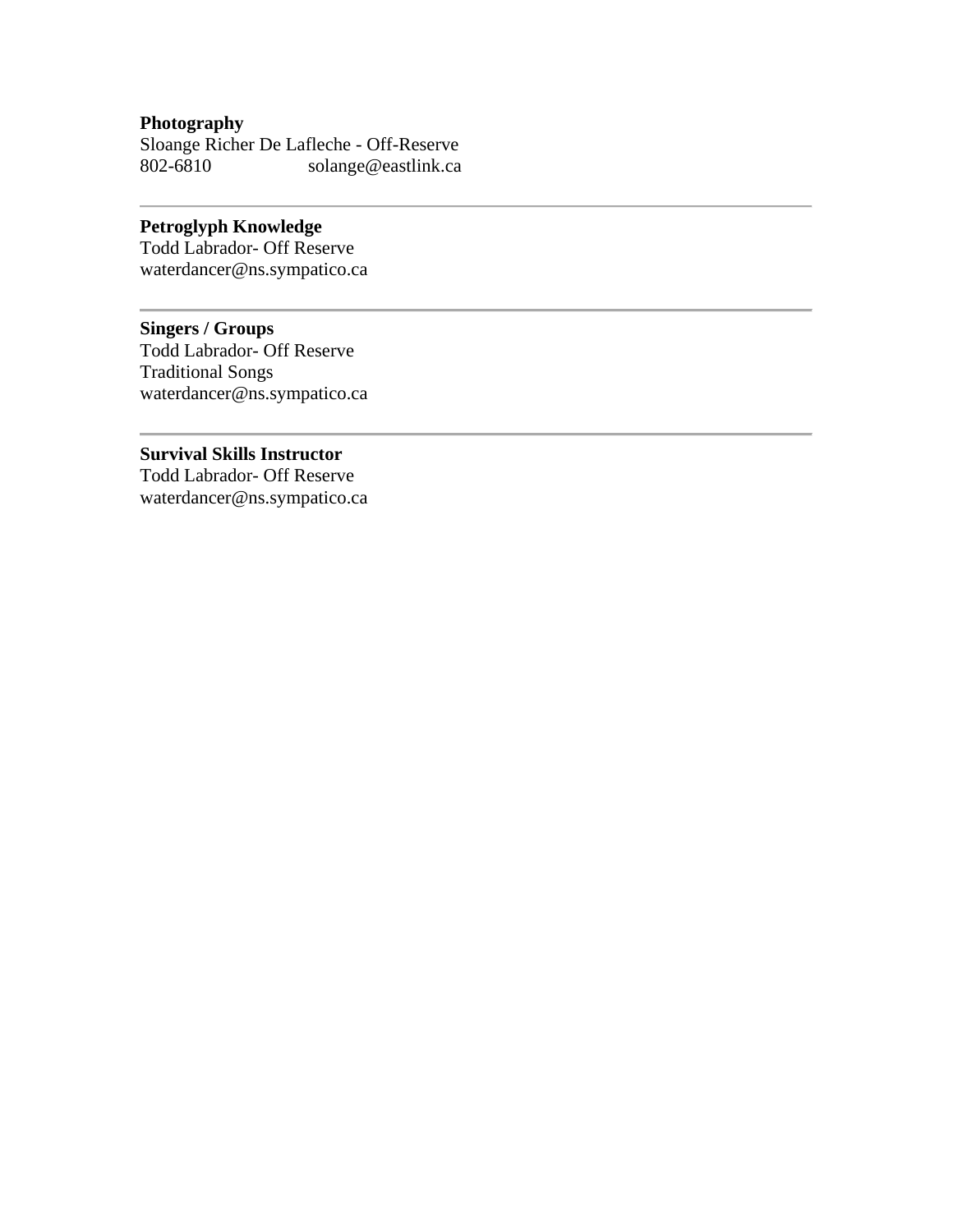**Photography**
Sloange Richer De Lafleche - Off-Reserve
802-6810 solange@eastlink.ca

---

**Petroglyph Knowledge**
Todd Labrador- Off Reserve
waterdancer@ns.sympatico.ca

---

**Singers / Groups**
Todd Labrador- Off Reserve
Traditional Songs
waterdancer@ns.sympatico.ca

---

**Survival Skills Instructor**
Todd Labrador- Off Reserve
waterdancer@ns.sympatico.ca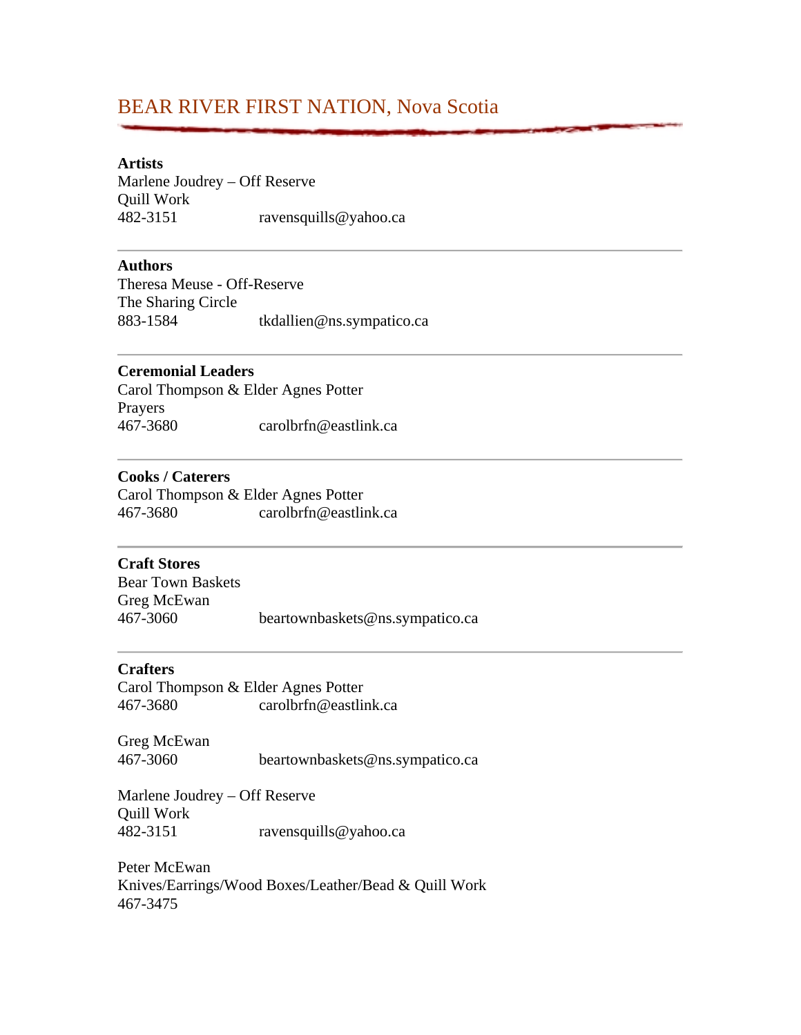# BEAR RIVER FIRST NATION, Nova Scotia

**Artists**
Marlene Joudrey – Off Reserve
Quill Work
482-3151 ravensquills@yahoo.ca

---

**Authors**
Theresa Meuse - Off-Reserve
The Sharing Circle
883-1584 tkdallien@ns.sympatico.ca

---

**Ceremonial Leaders**
Carol Thompson & Elder Agnes Potter
Prayers
467-3680 carolbrfn@eastlink.ca

---

**Cooks / Caterers**
Carol Thompson & Elder Agnes Potter
467-3680 carolbrfn@eastlink.ca

---

**Craft Stores**
Bear Town Baskets
Greg McEwan
467-3060 beartownbaskets@ns.sympatico.ca

---

**Crafters**
Carol Thompson & Elder Agnes Potter
467-3680 carolbrfn@eastlink.ca

Greg McEwan
467-3060 beartownbaskets@ns.sympatico.ca

Marlene Joudrey – Off Reserve
Quill Work
482-3151 ravensquills@yahoo.ca

Peter McEwan
Knives/Earrings/Wood Boxes/Leather/Bead & Quill Work
467-3475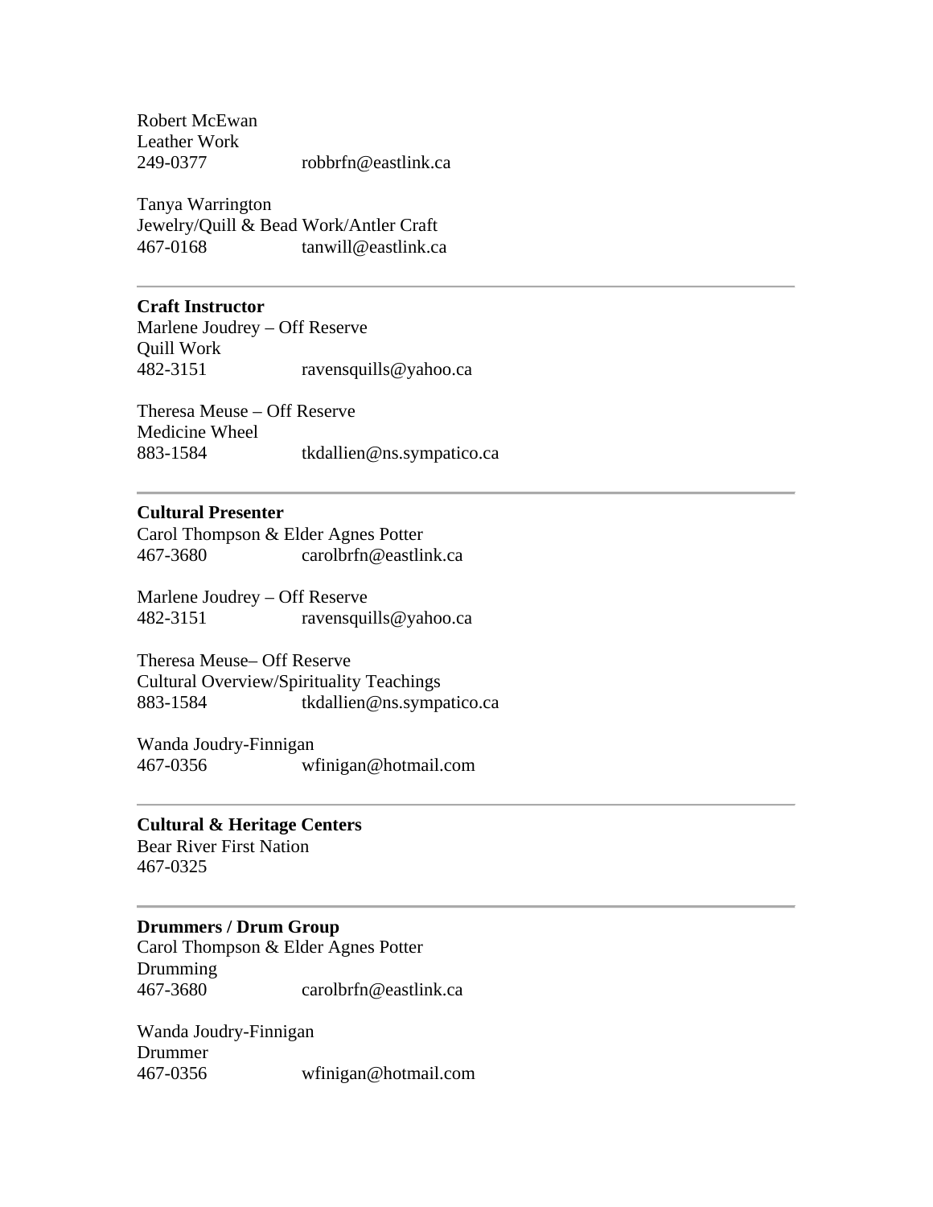Robert McEwan
Leather Work
249-0377 robbrfn@eastlink.ca

Tanya Warrington
Jewelry/Quill & Bead Work/Antler Craft
467-0168 tanwill@eastlink.ca

---

**Craft Instructor**

Marlene Joudrey – Off Reserve
Quill Work
482-3151 ravensquills@yahoo.ca

Theresa Meuse – Off Reserve
Medicine Wheel
883-1584 tkdallien@ns.sympatico.ca

---

**Cultural Presenter**

Carol Thompson & Elder Agnes Potter
467-3680 carolbrfn@eastlink.ca

Marlene Joudrey – Off Reserve
482-3151 ravensquills@yahoo.ca

Theresa Meuse– Off Reserve
Cultural Overview/Spirituality Teachings
883-1584 tkdallien@ns.sympatico.ca

Wanda Joudry-Finnigan
467-0356 wfinigan@hotmail.com

---

**Cultural & Heritage Centers**

Bear River First Nation
467-0325

---

**Drummers / Drum Group**

Carol Thompson & Elder Agnes Potter
Drumming
467-3680 carolbrfn@eastlink.ca

Wanda Joudry-Finnigan
Drummer
467-0356 wfinigan@hotmail.com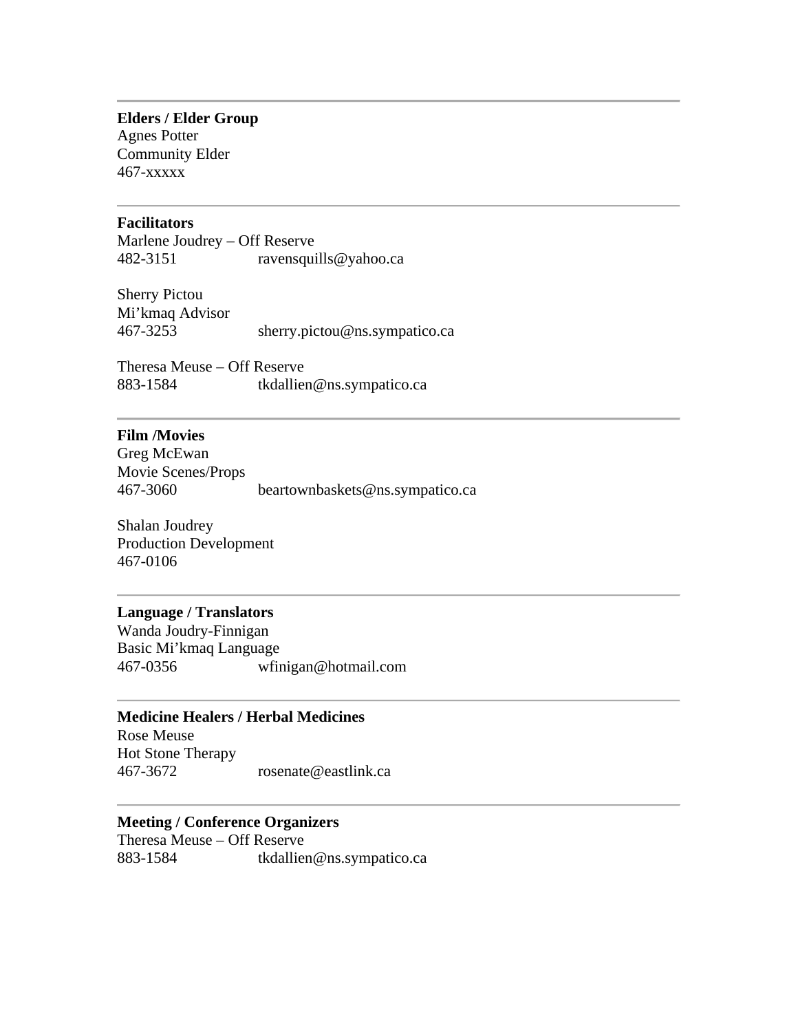---

**Elders / Elder Group**
Agnes Potter
Community Elder
467-xxxxx

---

**Facilitators**
Marlene Joudrey – Off Reserve
482-3151 ravensquills@yahoo.ca

Sherry Pictou
Mi'kmaq Advisor
467-3253 sherry.pictou@ns.sympatico.ca

Theresa Meuse – Off Reserve
883-1584 tkdallien@ns.sympatico.ca

---

**Film /Movies**
Greg McEwan
Movie Scenes/Props
467-3060 beartownbaskets@ns.sympatico.ca

Shalan Joudrey
Production Development
467-0106

---

**Language / Translators**
Wanda Joudry-Finnigan
Basic Mi'kmaq Language
467-0356 wfinigan@hotmail.com

---

**Medicine Healers / Herbal Medicines**
Rose Meuse
Hot Stone Therapy
467-3672 rosenate@eastlink.ca

---

**Meeting / Conference Organizers**
Theresa Meuse – Off Reserve
883-1584 tkdallien@ns.sympatico.ca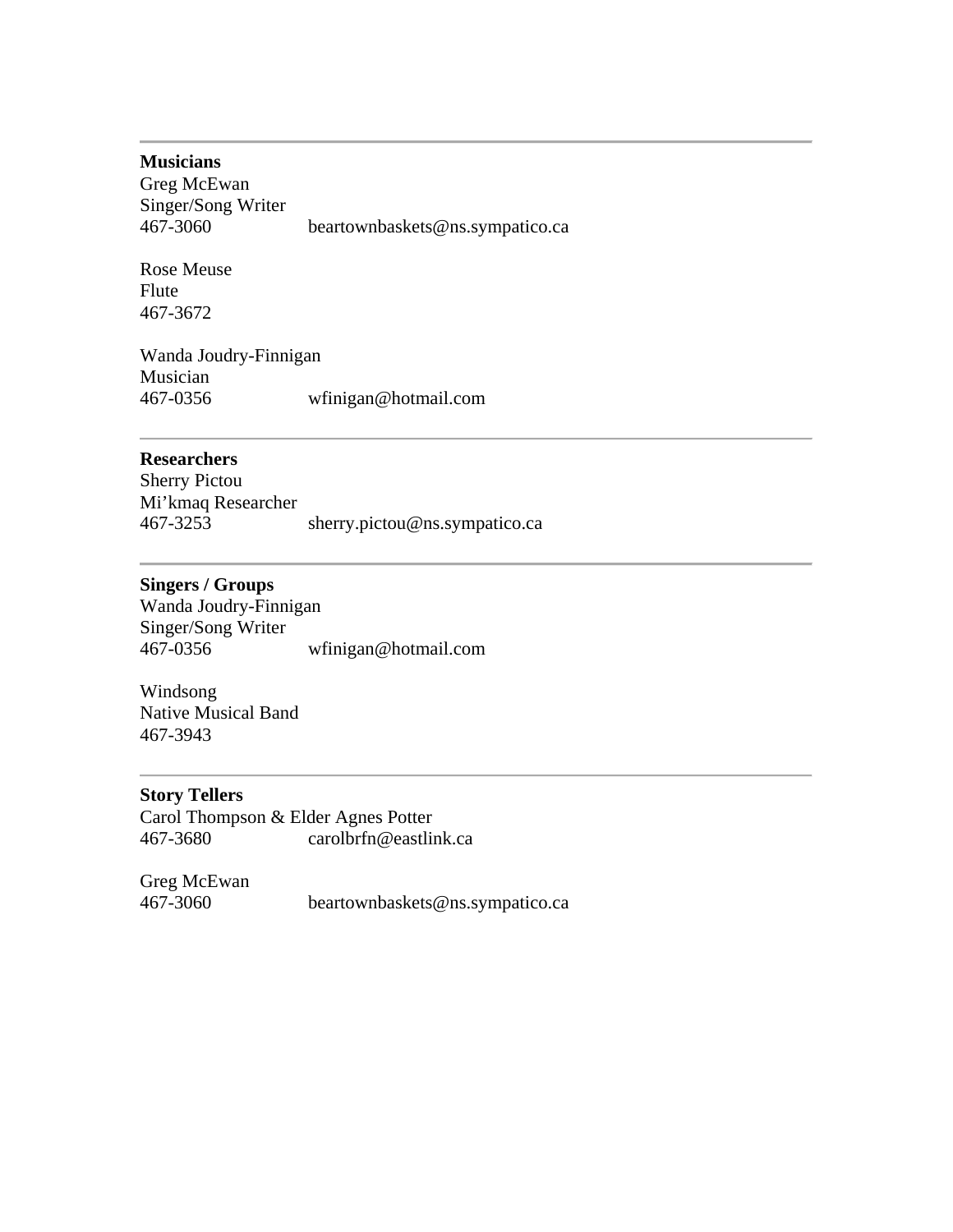---

**Musicians**

Greg McEwan
Singer/Song Writer
467-3060 beartownbaskets@ns.sympatico.ca

Rose Meuse
Flute
467-3672

Wanda Joudry-Finnigan
Musician
467-0356 wfinigan@hotmail.com

---

**Researchers**

Sherry Pictou
Mi'kmaq Researcher
467-3253 sherry.pictou@ns.sympatico.ca

---

**Singers / Groups**

Wanda Joudry-Finnigan
Singer/Song Writer
467-0356 wfinigan@hotmail.com

Windsong
Native Musical Band
467-3943

---

**Story Tellers**

Carol Thompson & Elder Agnes Potter
467-3680 carolbrfn@eastlink.ca

Greg McEwan
467-3060 beartownbaskets@ns.sympatico.ca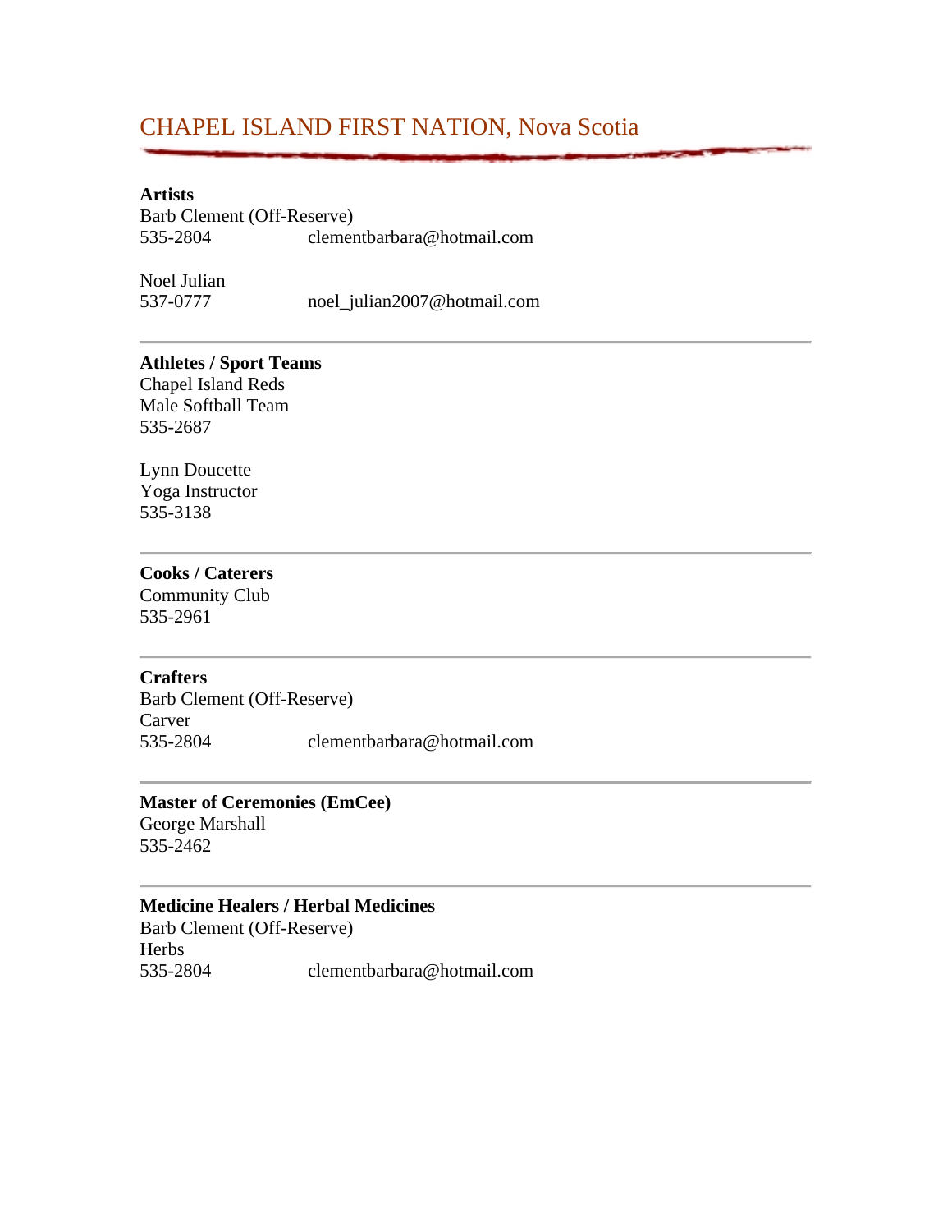# CHAPEL ISLAND FIRST NATION, Nova Scotia

**Artists**

Barb Clement (Off-Reserve)
535-2804 clementbarbara@hotmail.com

Noel Julian
537-0777 noel_julian2007@hotmail.com

---

**Athletes / Sport Teams**

Chapel Island Reds
Male Softball Team
535-2687

Lynn Doucette
Yoga Instructor
535-3138

---

**Cooks / Caterers**

Community Club
535-2961

---

**Crafters**

Barb Clement (Off-Reserve)
Carver
535-2804 clementbarbara@hotmail.com

---

**Master of Ceremonies (EmCee)**

George Marshall
535-2462

---

**Medicine Healers / Herbal Medicines**

Barb Clement (Off-Reserve)
Herbs
535-2804 clementbarbara@hotmail.com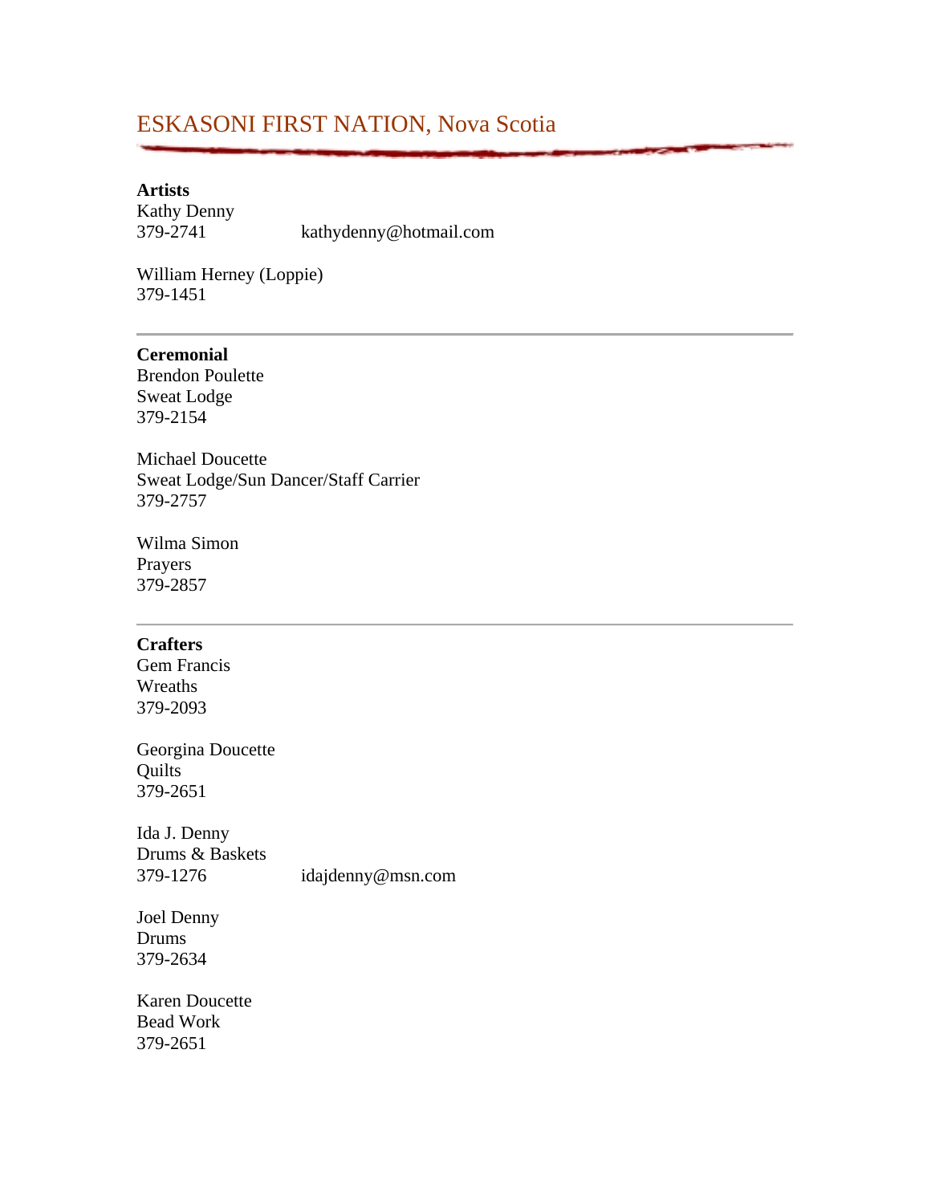# ESKASONI FIRST NATION, Nova Scotia

**Artists**
Kathy Denny
379-2741 kathydenny@hotmail.com

William Herney (Loppie)
379-1451

---

**Ceremonial**
Brendon Poulette
Sweat Lodge
379-2154

Michael Doucette
Sweat Lodge/Sun Dancer/Staff Carrier
379-2757

Wilma Simon
Prayers
379-2857

---

**Crafters**
Gem Francis
Wreaths
379-2093

Georgina Doucette
Quilts
379-2651

Ida J. Denny
Drums & Baskets
379-1276 idajdenny@msn.com

Joel Denny
Drums
379-2634

Karen Doucette
Bead Work
379-2651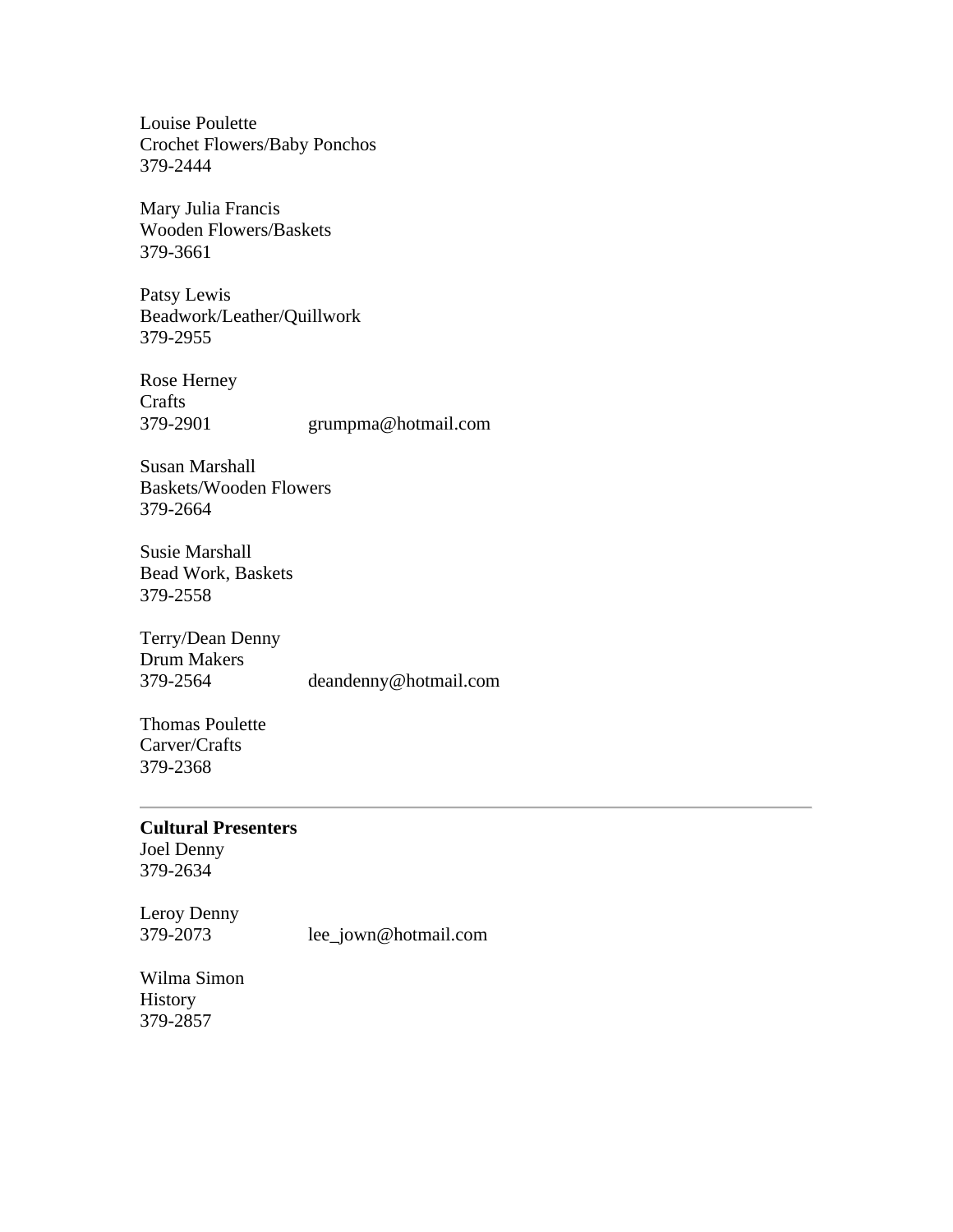Louise Poulette
Crochet Flowers/Baby Ponchos
379-2444

Mary Julia Francis
Wooden Flowers/Baskets
379-3661

Patsy Lewis
Beadwork/Leather/Quillwork
379-2955

Rose Herney
Crafts
379-2901 grumpma@hotmail.com

Susan Marshall
Baskets/Wooden Flowers
379-2664

Susie Marshall
Bead Work, Baskets
379-2558

Terry/Dean Denny
Drum Makers
379-2564 deandenny@hotmail.com

Thomas Poulette
Carver/Crafts
379-2368

---

**Cultural Presenters**
Joel Denny
379-2634

Leroy Denny
379-2073 lee_jown@hotmail.com

Wilma Simon
History
379-2857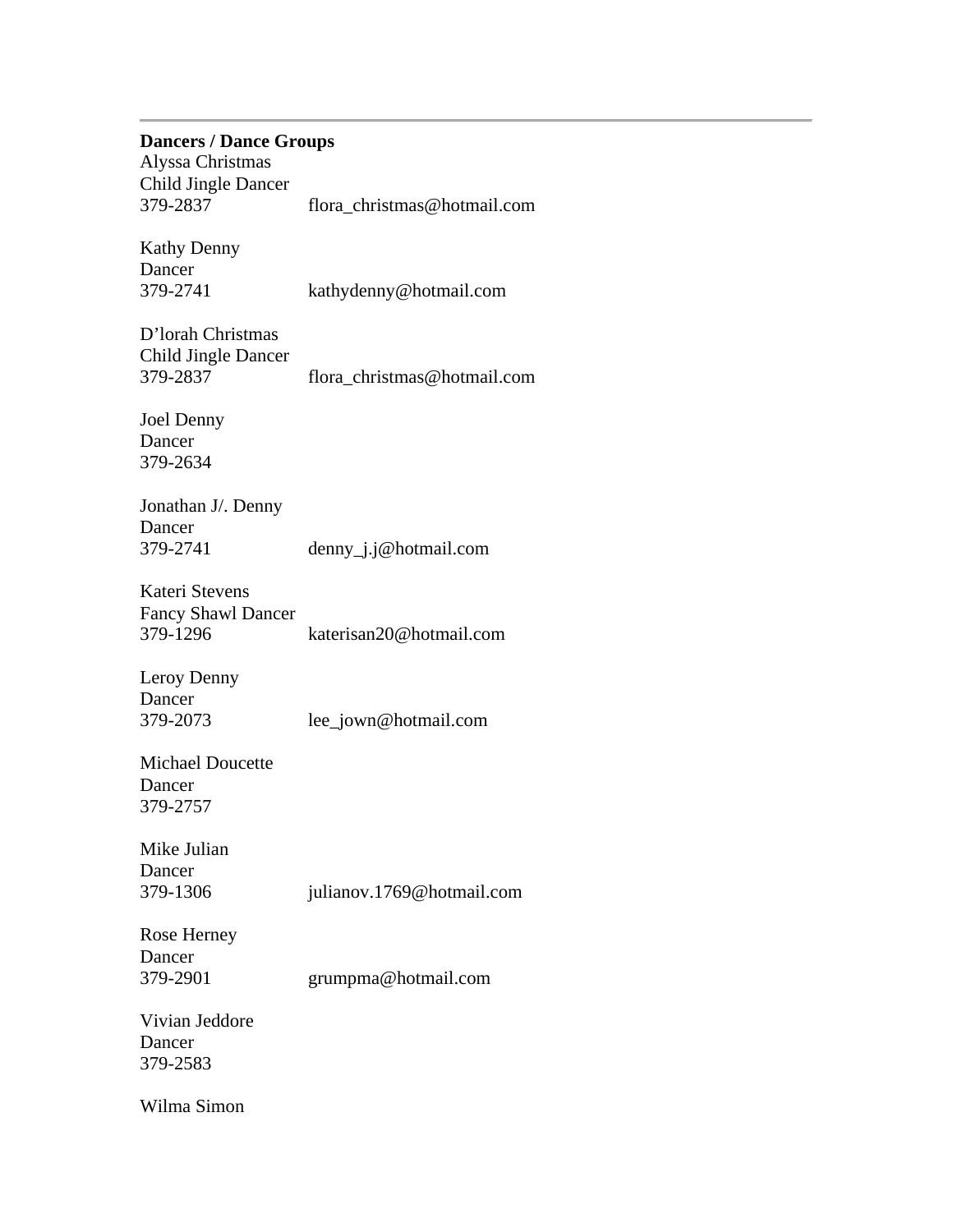---

**Dancers / Dance Groups**

Alyssa Christmas
Child Jingle Dancer
379-2837 flora_christmas@hotmail.com

Kathy Denny
Dancer
379-2741 kathydenny@hotmail.com

D'lorah Christmas
Child Jingle Dancer
379-2837 flora_christmas@hotmail.com

Joel Denny
Dancer
379-2634

Jonathan J/. Denny
Dancer
379-2741 denny_j.j@hotmail.com

Kateri Stevens
Fancy Shawl Dancer
379-1296 katerisan20@hotmail.com

Leroy Denny
Dancer
379-2073 lee_jown@hotmail.com

Michael Doucette
Dancer
379-2757

Mike Julian
Dancer
379-1306 julianov.1769@hotmail.com

Rose Herney
Dancer
379-2901 grumpma@hotmail.com

Vivian Jeddore
Dancer
379-2583

Wilma Simon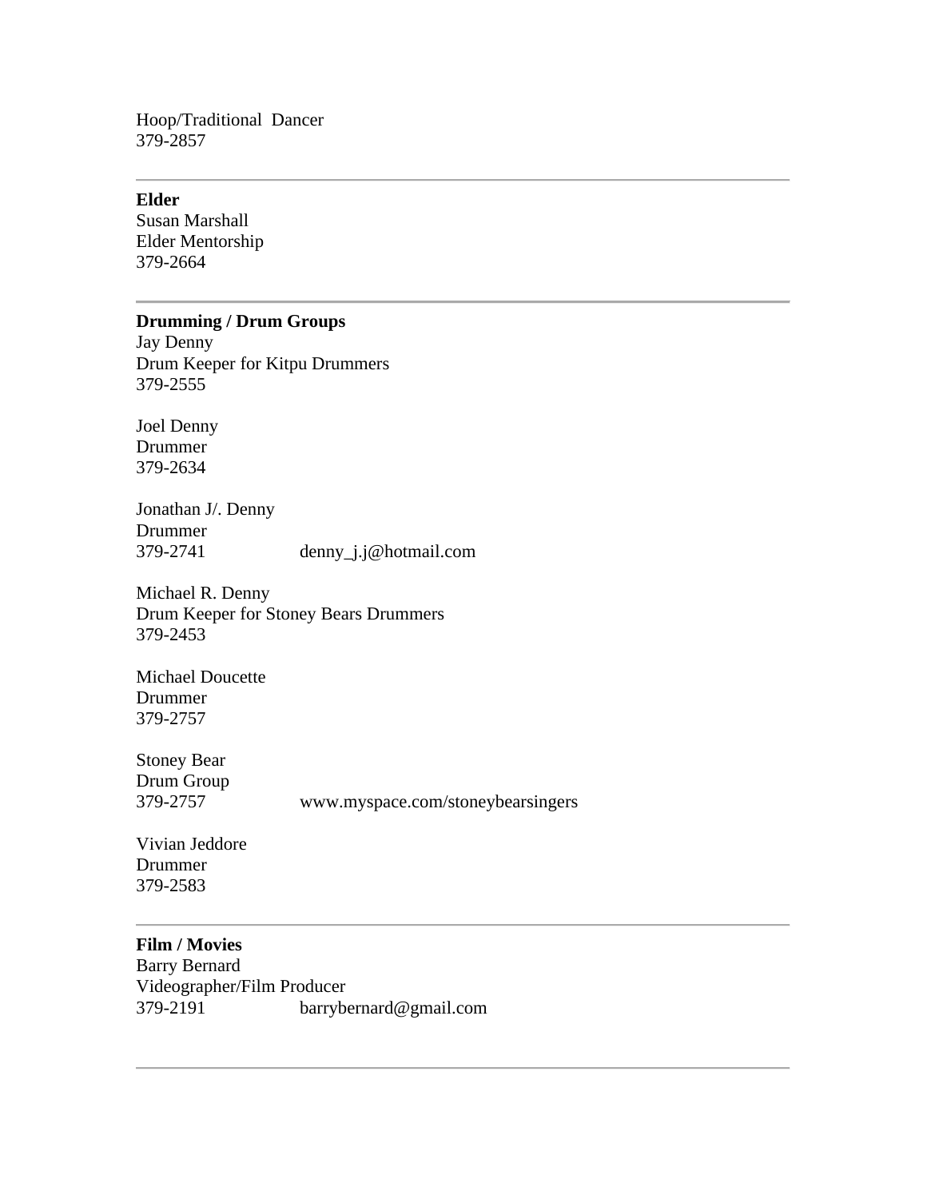Hoop/Traditional Dancer
379-2857

---

**Elder**
Susan Marshall
Elder Mentorship
379-2664

---

**Drumming / Drum Groups**
Jay Denny
Drum Keeper for Kitpu Drummers
379-2555

Joel Denny
Drummer
379-2634

Jonathan J/. Denny
Drummer
379-2741 denny_j.j@hotmail.com

Michael R. Denny
Drum Keeper for Stoney Bears Drummers
379-2453

Michael Doucette
Drummer
379-2757

Stoney Bear
Drum Group
379-2757 www.myspace.com/stoneybearsingers

Vivian Jeddore
Drummer
379-2583

---

**Film / Movies**
Barry Bernard
Videographer/Film Producer
379-2191 barrybernard@gmail.com

---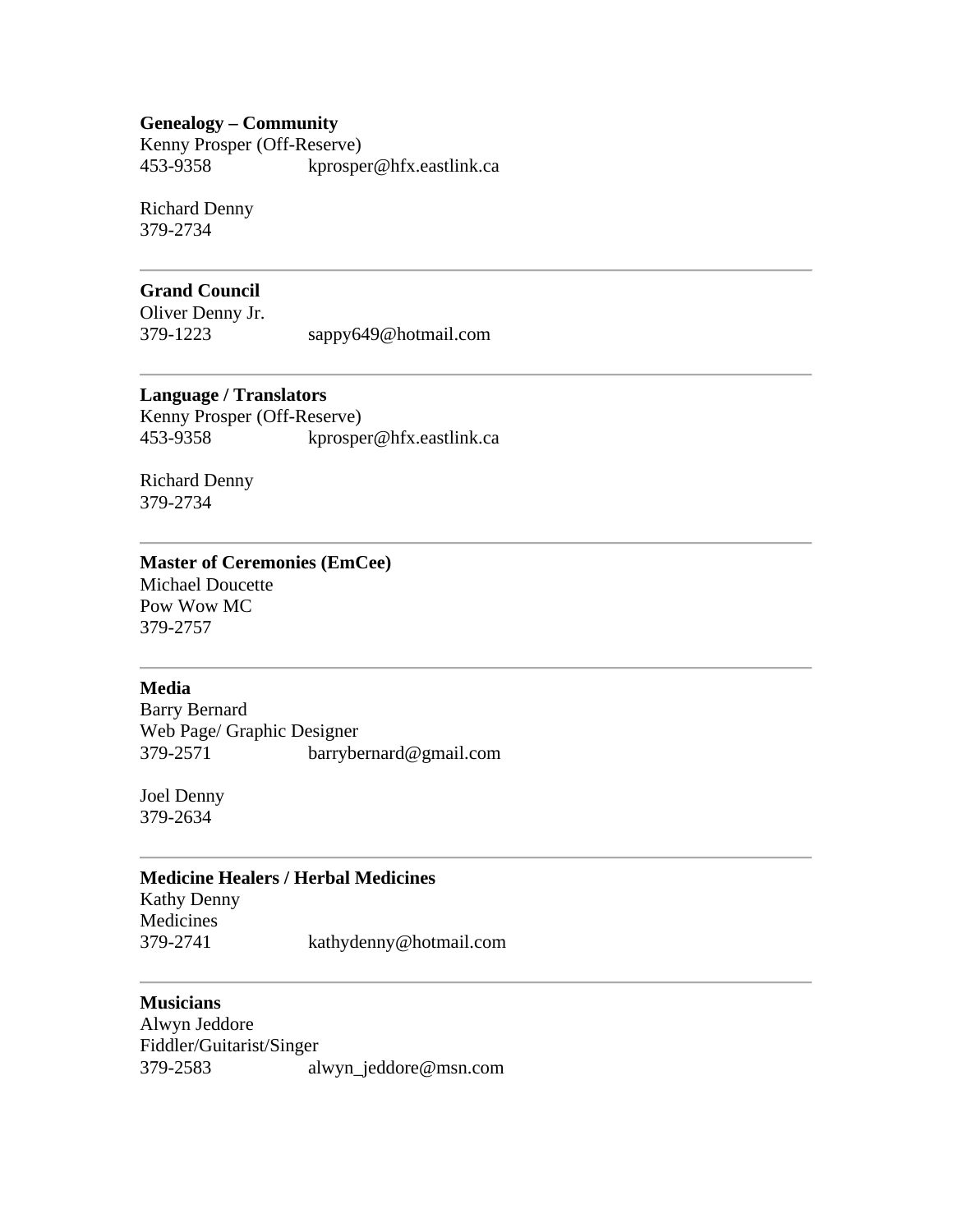**Genealogy – Community**
Kenny Prosper (Off-Reserve)
453-9358 kprosper@hfx.eastlink.ca

Richard Denny
379-2734

---

**Grand Council**
Oliver Denny Jr.
379-1223 sappy649@hotmail.com

---

**Language / Translators**
Kenny Prosper (Off-Reserve)
453-9358 kprosper@hfx.eastlink.ca

Richard Denny
379-2734

---

**Master of Ceremonies (EmCee)**
Michael Doucette
Pow Wow MC
379-2757

---

**Media**
Barry Bernard
Web Page/ Graphic Designer
379-2571 barrybernard@gmail.com

Joel Denny
379-2634

---

**Medicine Healers / Herbal Medicines**
Kathy Denny
Medicines
379-2741 kathydenny@hotmail.com

---

**Musicians**
Alwyn Jeddore
Fiddler/Guitarist/Singer
379-2583 alwyn_jeddore@msn.com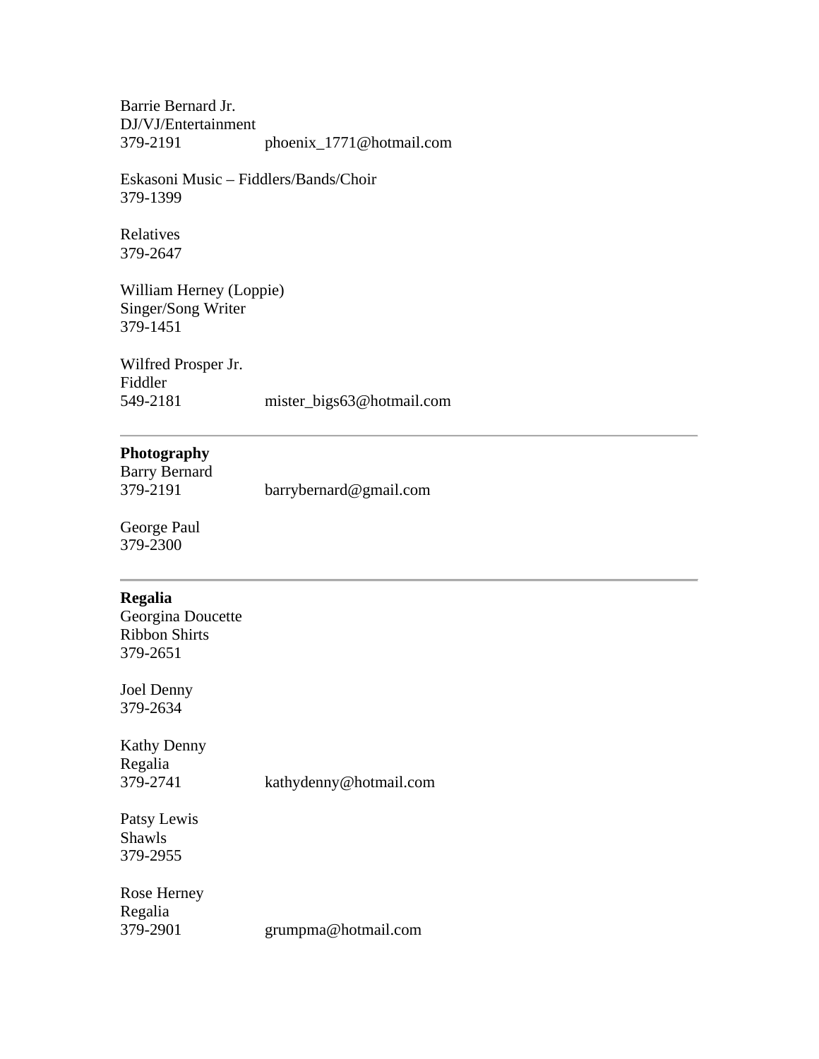Barrie Bernard Jr.
DJ/VJ/Entertainment
379-2191 phoenix_1771@hotmail.com

Eskasoni Music – Fiddlers/Bands/Choir
379-1399

Relatives
379-2647

William Herney (Loppie)
Singer/Song Writer
379-1451

Wilfred Prosper Jr.
Fiddler
549-2181 mister_bigs63@hotmail.com

---

**Photography**
Barry Bernard
379-2191 barrybernard@gmail.com

George Paul
379-2300

---

**Regalia**
Georgina Doucette
Ribbon Shirts
379-2651

Joel Denny
379-2634

Kathy Denny
Regalia
379-2741 kathydenny@hotmail.com

Patsy Lewis
Shawls
379-2955

Rose Herney
Regalia
379-2901 grumpma@hotmail.com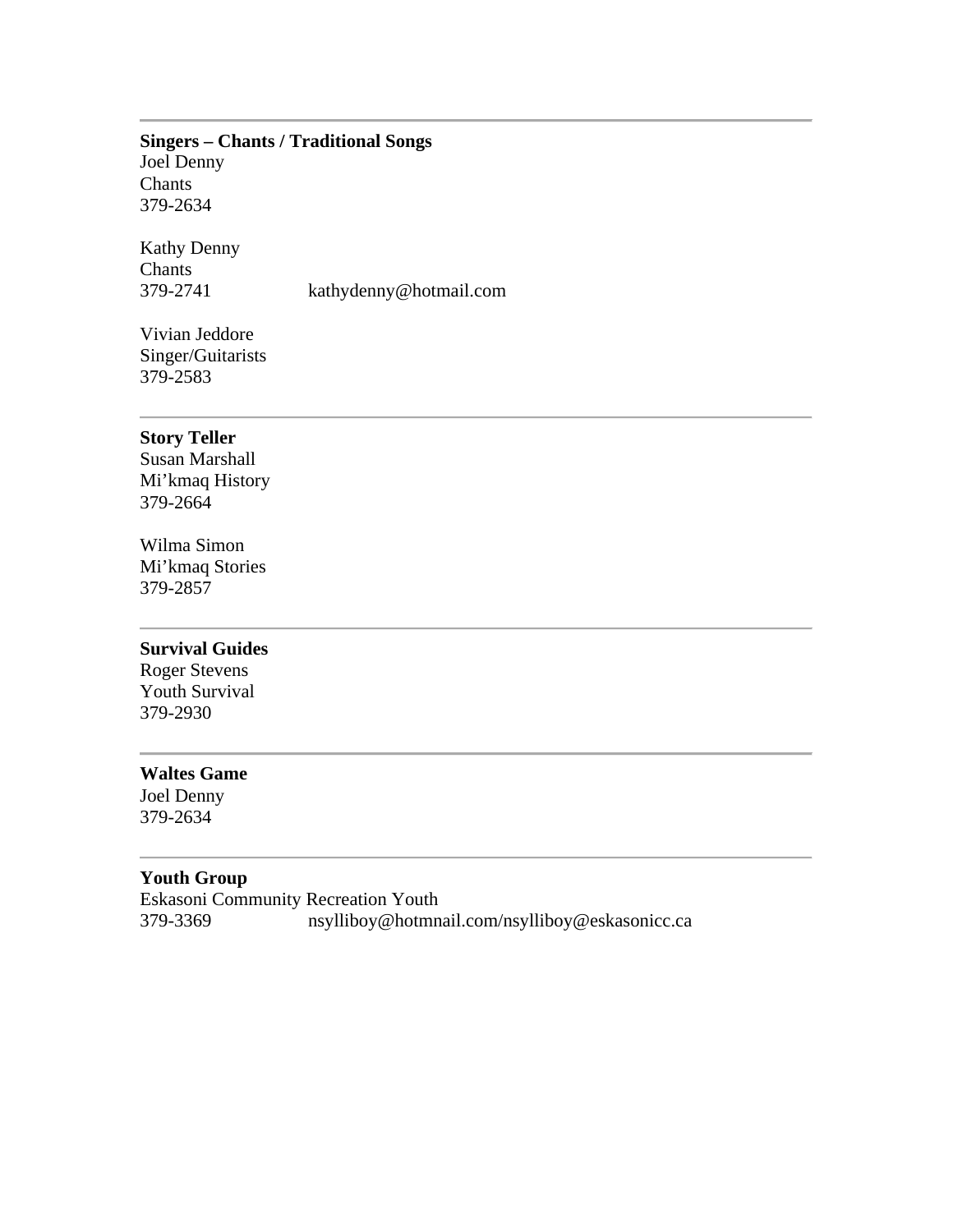---

**Singers – Chants / Traditional Songs**
Joel Denny
Chants
379-2634

Kathy Denny
Chants
379-2741 kathydenny@hotmail.com

Vivian Jeddore
Singer/Guitarists
379-2583

---

**Story Teller**
Susan Marshall
Mi'kmaq History
379-2664

Wilma Simon
Mi'kmaq Stories
379-2857

---

**Survival Guides**
Roger Stevens
Youth Survival
379-2930

---

**Waltes Game**
Joel Denny
379-2634

---

**Youth Group**
Eskasoni Community Recreation Youth
379-3369 nsylliboy@hotmnail.com/nsylliboy@eskasonicc.ca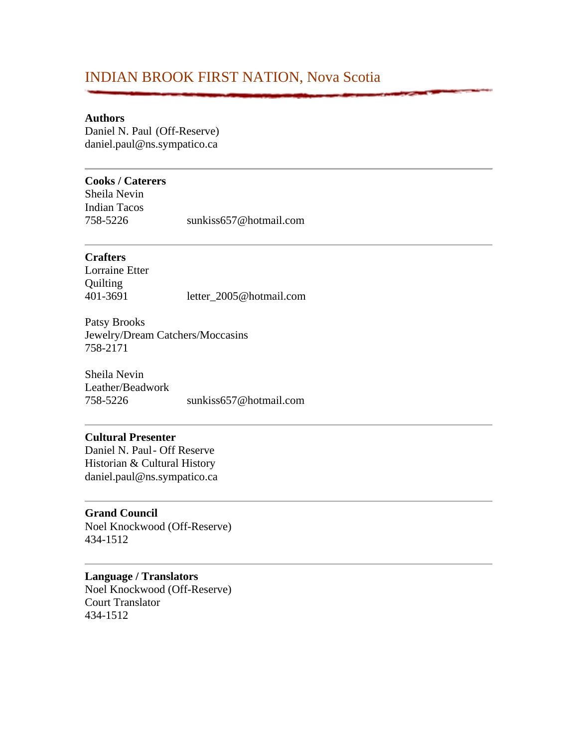# INDIAN BROOK FIRST NATION, Nova Scotia

**Authors**
Daniel N. Paul (Off-Reserve)
daniel.paul@ns.sympatico.ca

---

**Cooks / Caterers**
Sheila Nevin
Indian Tacos
758-5226 sunkiss657@hotmail.com

---

**Crafters**
Lorraine Etter
Quilting
401-3691 letter_2005@hotmail.com

Patsy Brooks
Jewelry/Dream Catchers/Moccasins
758-2171

Sheila Nevin
Leather/Beadwork
758-5226 sunkiss657@hotmail.com

---

**Cultural Presenter**
Daniel N. Paul - Off Reserve
Historian & Cultural History
daniel.paul@ns.sympatico.ca

---

**Grand Council**
Noel Knockwood (Off-Reserve)
434-1512

---

**Language / Translators**
Noel Knockwood (Off-Reserve)
Court Translator
434-1512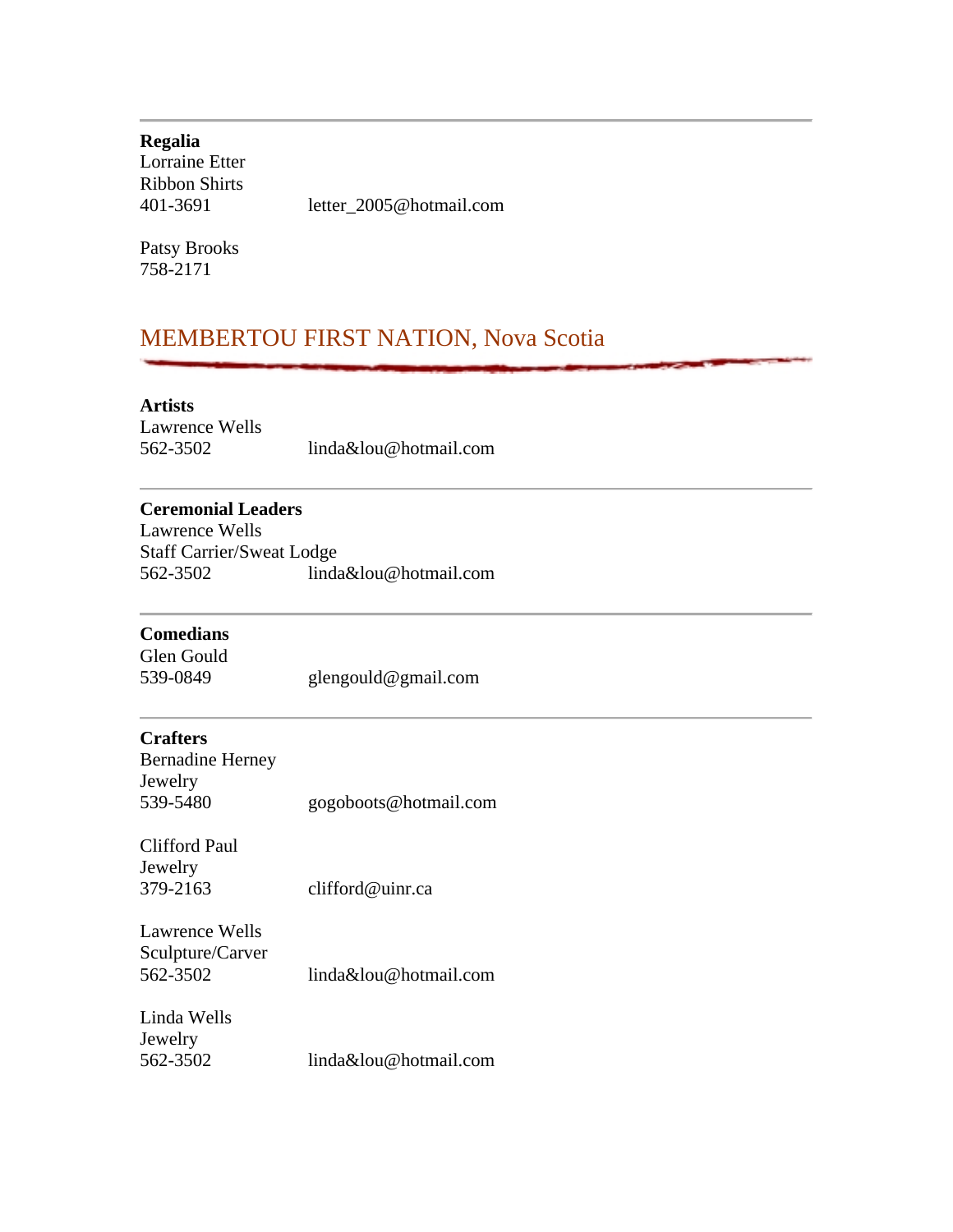---

**Regalia**
Lorraine Etter
Ribbon Shirts
401-3691 letter_2005@hotmail.com

Patsy Brooks
758-2171

## MEMBERTOU FIRST NATION, Nova Scotia

**Artists**
Lawrence Wells
562-3502 linda&lou@hotmail.com

---

**Ceremonial Leaders**
Lawrence Wells
Staff Carrier/Sweat Lodge
562-3502 linda&lou@hotmail.com

---

**Comedians**
Glen Gould
539-0849 glengould@gmail.com

---

**Crafters**
Bernadine Herney
Jewelry
539-5480 gogoboots@hotmail.com

Clifford Paul
Jewelry
379-2163 clifford@uinr.ca

Lawrence Wells
Sculpture/Carver
562-3502 linda&lou@hotmail.com

Linda Wells
Jewelry
562-3502 linda&lou@hotmail.com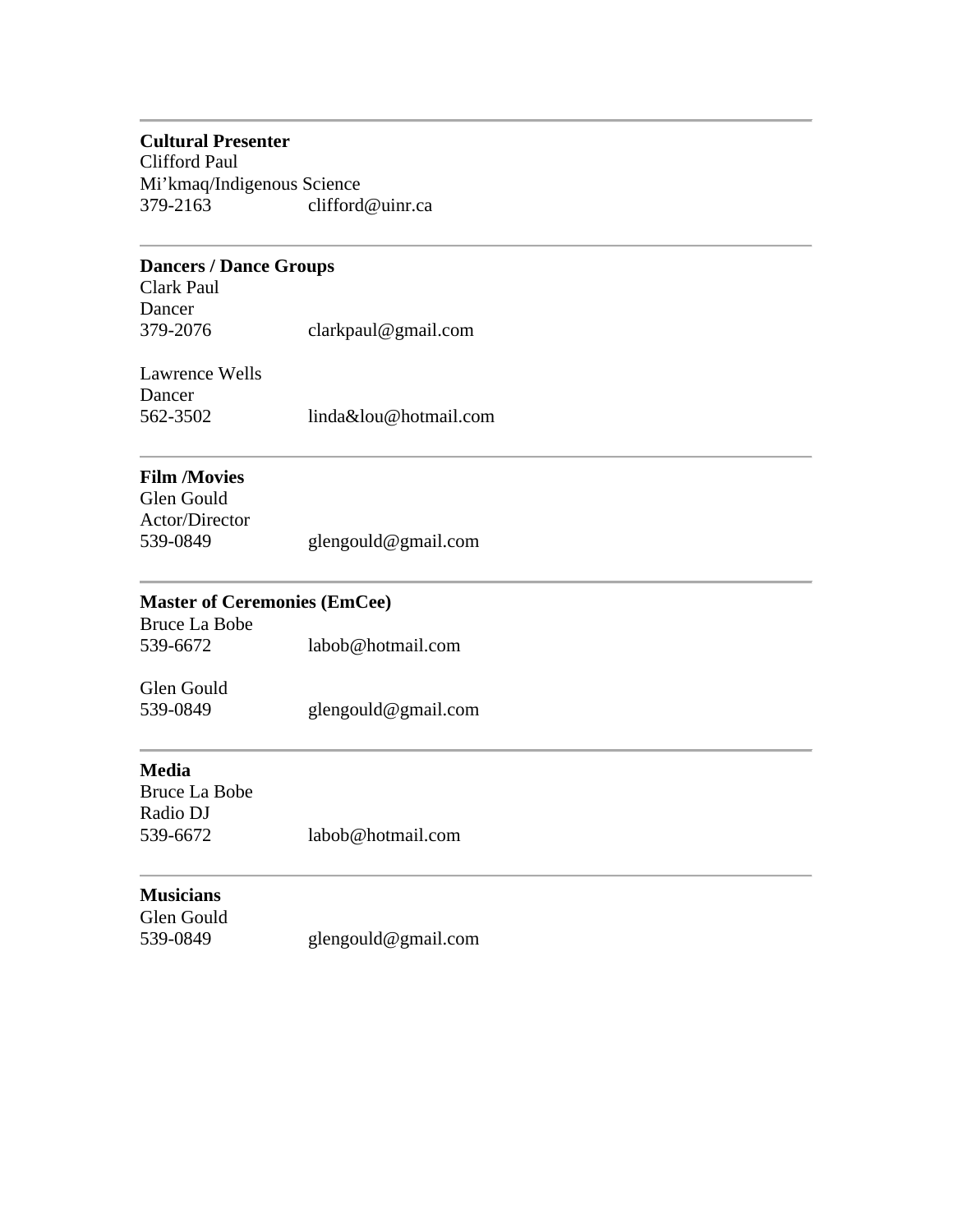---

**Cultural Presenter**
Clifford Paul
Mi'kmaq/Indigenous Science
379-2163 clifford@uinr.ca

---

**Dancers / Dance Groups**
Clark Paul
Dancer
379-2076 clarkpaul@gmail.com

Lawrence Wells
Dancer
562-3502 linda&lou@hotmail.com

---

**Film /Movies**
Glen Gould
Actor/Director
539-0849 glengould@gmail.com

---

**Master of Ceremonies (EmCee)**
Bruce La Bobe
539-6672 labob@hotmail.com

Glen Gould
539-0849 glengould@gmail.com

---

**Media**
Bruce La Bobe
Radio DJ
539-6672 labob@hotmail.com

---

**Musicians**
Glen Gould
539-0849 glengould@gmail.com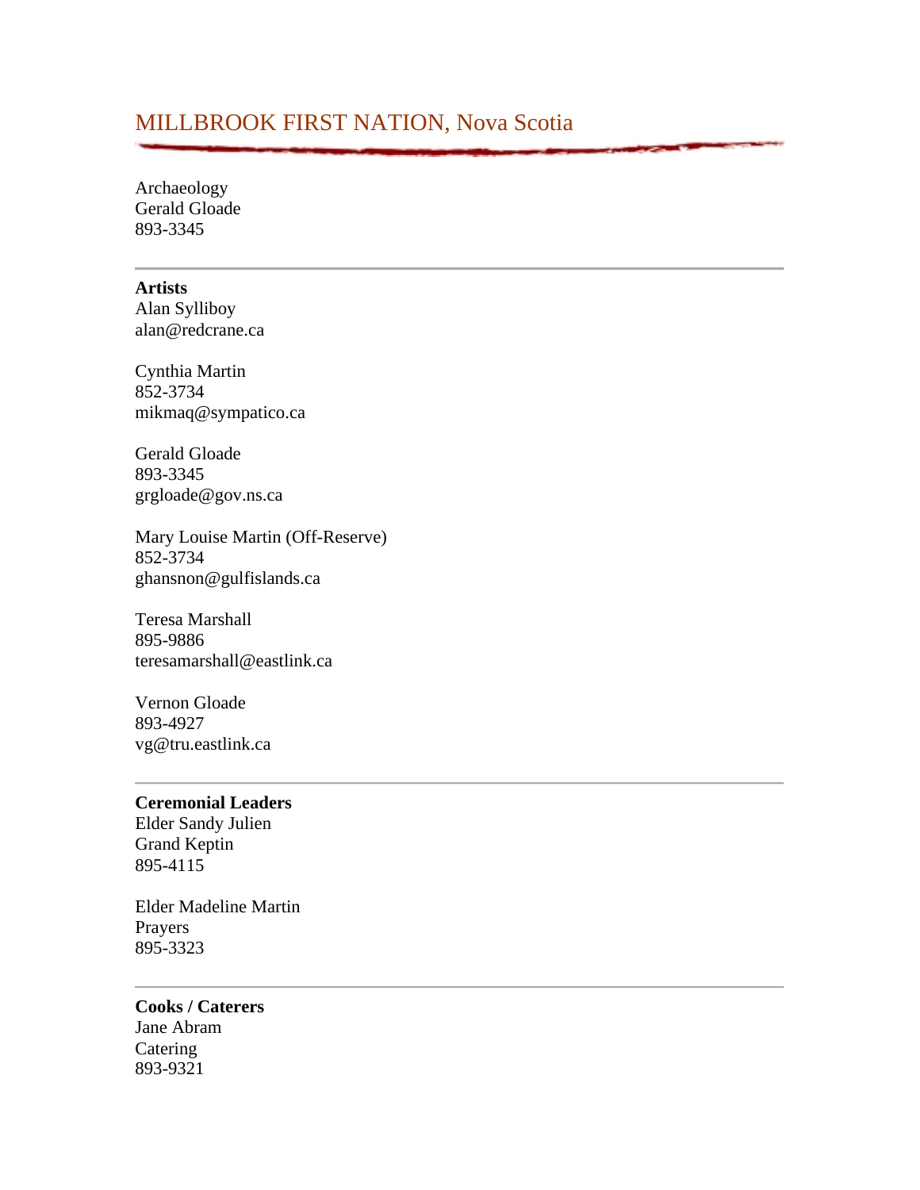# MILLBROOK FIRST NATION, Nova Scotia

Archaeology
Gerald Gloade
893-3345

---

**Artists**
Alan Sylliboy
alan@redcrane.ca

Cynthia Martin
852-3734
mikmaq@sympatico.ca

Gerald Gloade
893-3345
grgloade@gov.ns.ca

Mary Louise Martin (Off-Reserve)
852-3734
ghansnon@gulfislands.ca

Teresa Marshall
895-9886
teresamarshall@eastlink.ca

Vernon Gloade
893-4927
vg@tru.eastlink.ca

---

**Ceremonial Leaders**
Elder Sandy Julien
Grand Keptin
895-4115

Elder Madeline Martin
Prayers
895-3323

---

**Cooks / Caterers**
Jane Abram
Catering
893-9321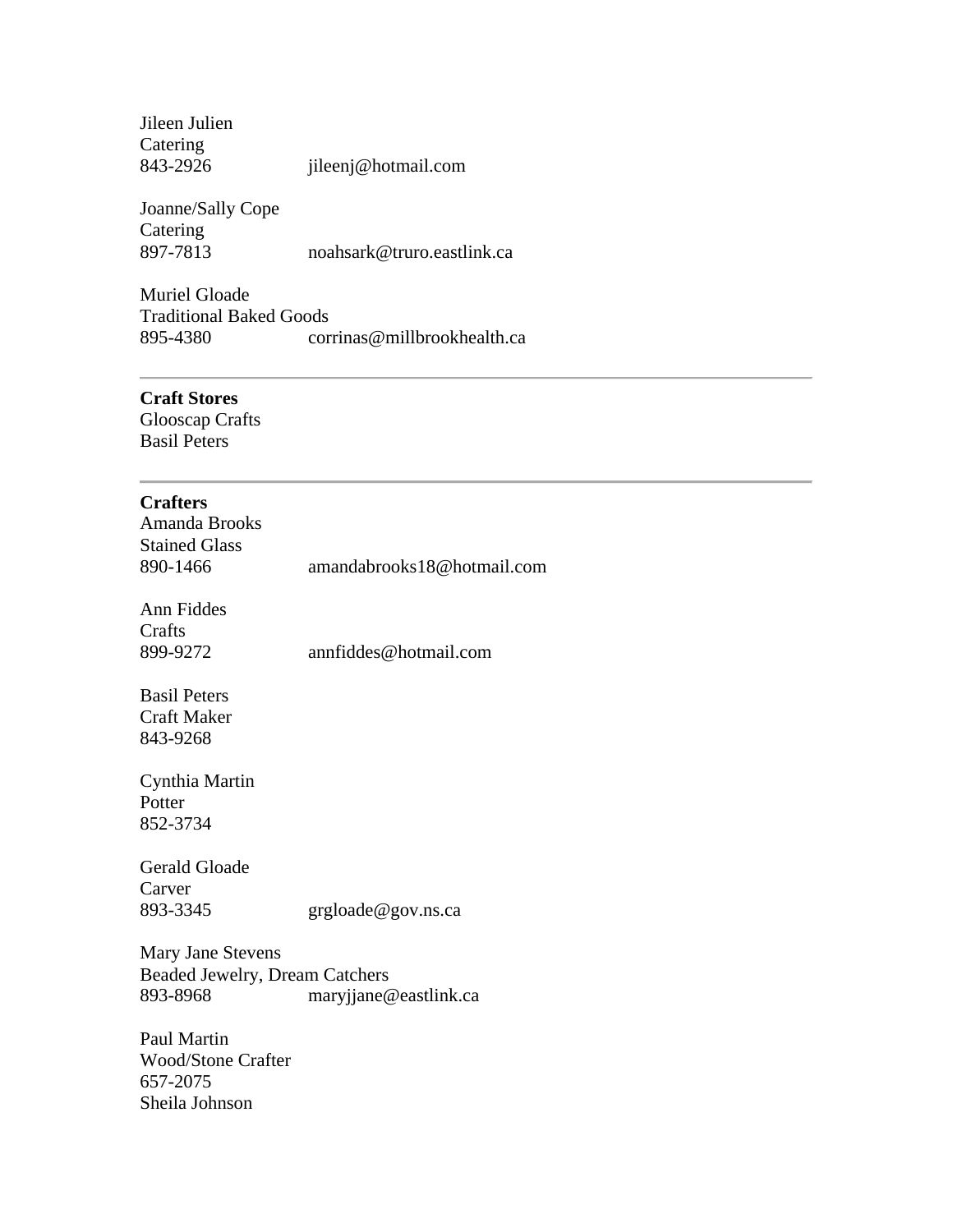Jileen Julien
Catering
843-2926 jileenj@hotmail.com

Joanne/Sally Cope
Catering
897-7813 noahsark@truro.eastlink.ca

Muriel Gloade
Traditional Baked Goods
895-4380 corrinas@millbrookhealth.ca

---

**Craft Stores**
Glooscap Crafts
Basil Peters

---

**Crafters**
Amanda Brooks
Stained Glass
890-1466 amandabrooks18@hotmail.com

Ann Fiddes
Crafts
899-9272 annfiddes@hotmail.com

Basil Peters
Craft Maker
843-9268

Cynthia Martin
Potter
852-3734

Gerald Gloade
Carver
893-3345 grgloade@gov.ns.ca

Mary Jane Stevens
Beaded Jewelry, Dream Catchers
893-8968 maryjjane@eastlink.ca

Paul Martin
Wood/Stone Crafter
657-2075
Sheila Johnson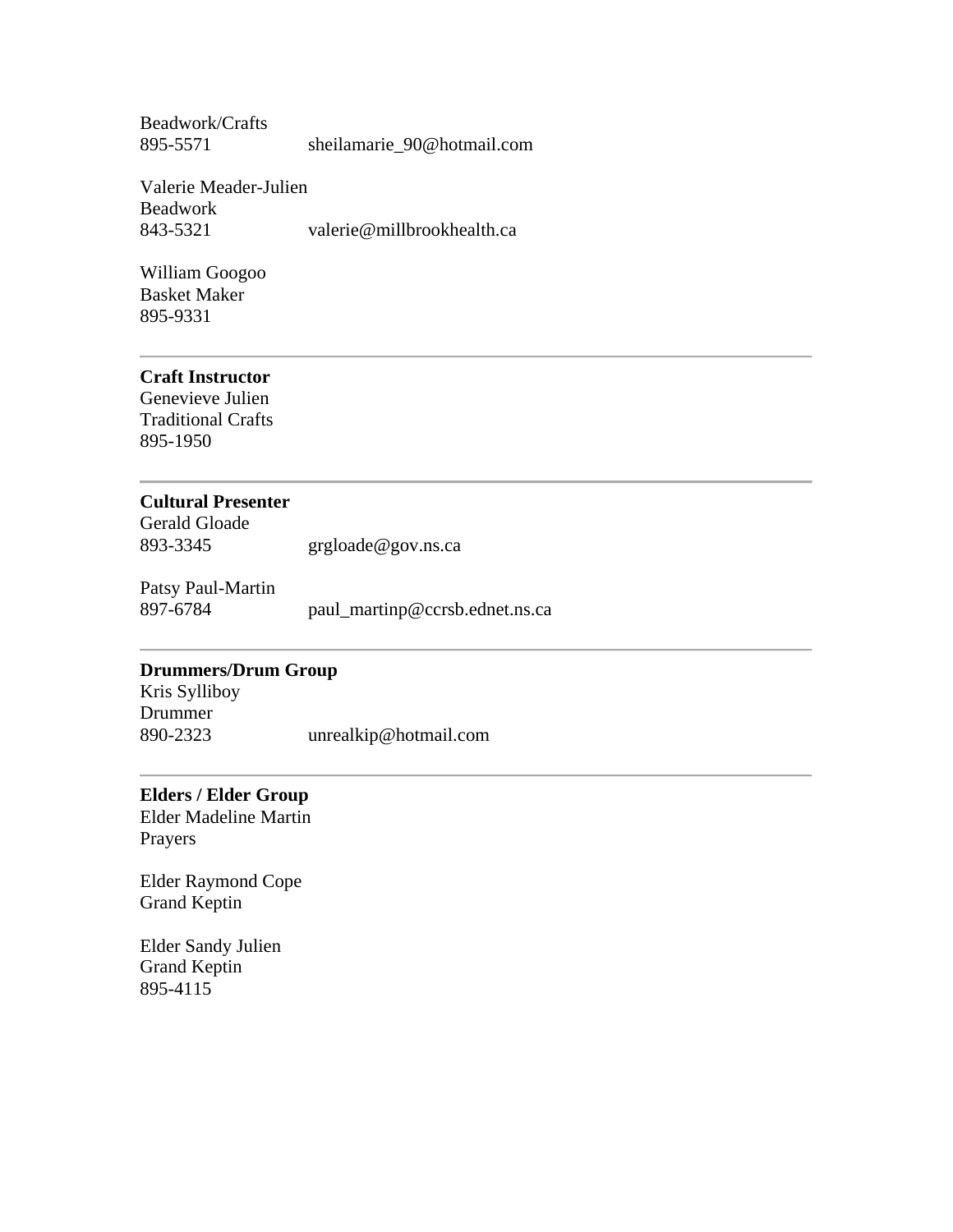Beadwork/Crafts
895-5571 sheilamarie_90@hotmail.com

Valerie Meader-Julien
Beadwork
843-5321 valerie@millbrookhealth.ca

William Googoo
Basket Maker
895-9331

---

**Craft Instructor**
Genevieve Julien
Traditional Crafts
895-1950

---

**Cultural Presenter**
Gerald Gloade
893-3345 grgloade@gov.ns.ca

Patsy Paul-Martin
897-6784 paul_martinp@ccrsb.ednet.ns.ca

---

**Drummers/Drum Group**
Kris Sylliboy
Drummer
890-2323 unrealkip@hotmail.com

---

**Elders / Elder Group**
Elder Madeline Martin
Prayers

Elder Raymond Cope
Grand Keptin

Elder Sandy Julien
Grand Keptin
895-4115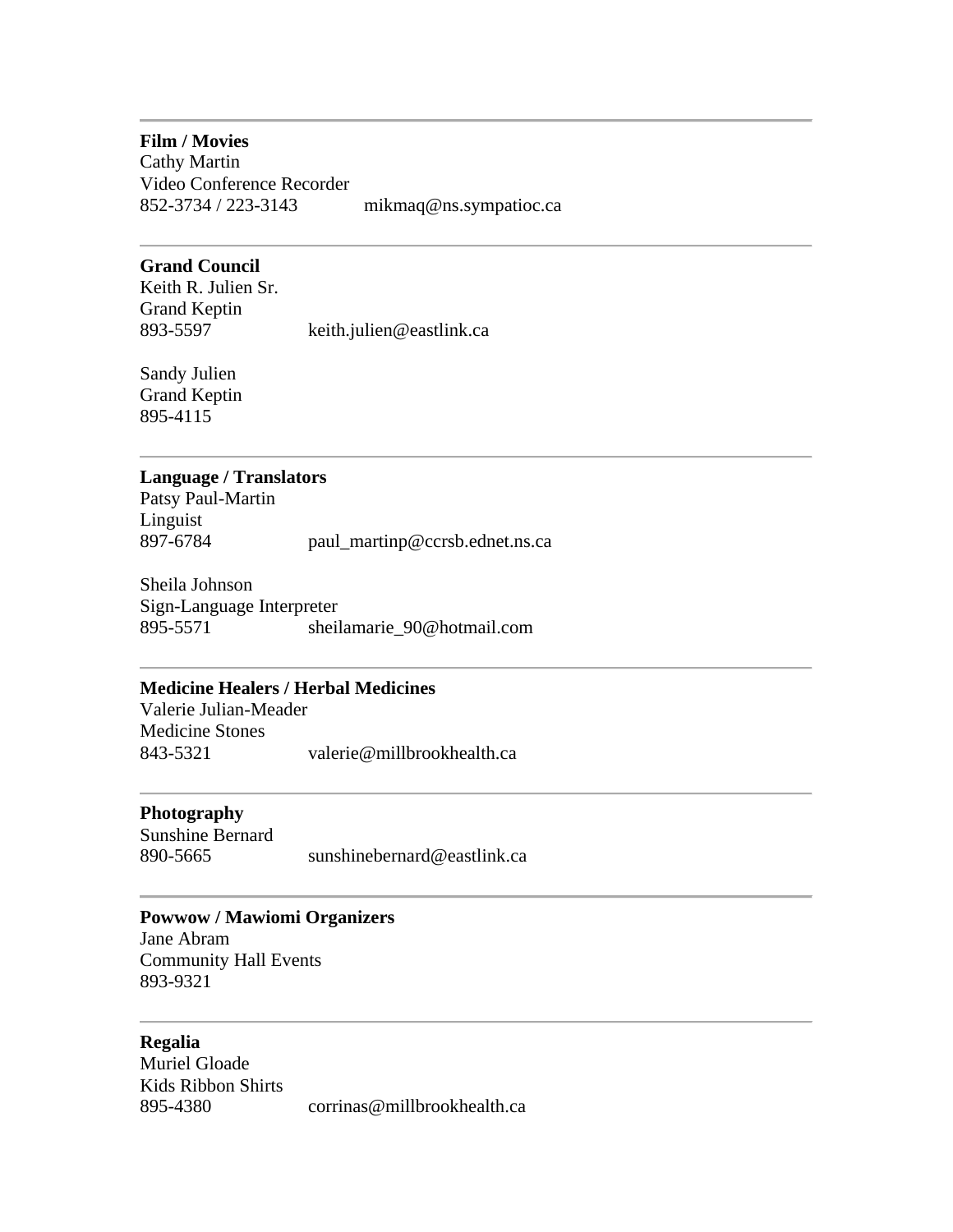---

**Film / Movies**
Cathy Martin
Video Conference Recorder
852-3734 / 223-3143 mikmaq@ns.sympatioc.ca

---

**Grand Council**
Keith R. Julien Sr.
Grand Keptin
893-5597 keith.julien@eastlink.ca

Sandy Julien
Grand Keptin
895-4115

---

**Language / Translators**
Patsy Paul-Martin
Linguist
897-6784 paul_martinp@ccrsb.ednet.ns.ca

Sheila Johnson
Sign-Language Interpreter
895-5571 sheilamarie_90@hotmail.com

---

**Medicine Healers / Herbal Medicines**
Valerie Julian-Meader
Medicine Stones
843-5321 valerie@millbrookhealth.ca

---

**Photography**
Sunshine Bernard
890-5665 sunshinebernard@eastlink.ca

---

**Powwow / Mawiomi Organizers**
Jane Abram
Community Hall Events
893-9321

---

**Regalia**
Muriel Gloade
Kids Ribbon Shirts
895-4380 corrinas@millbrookhealth.ca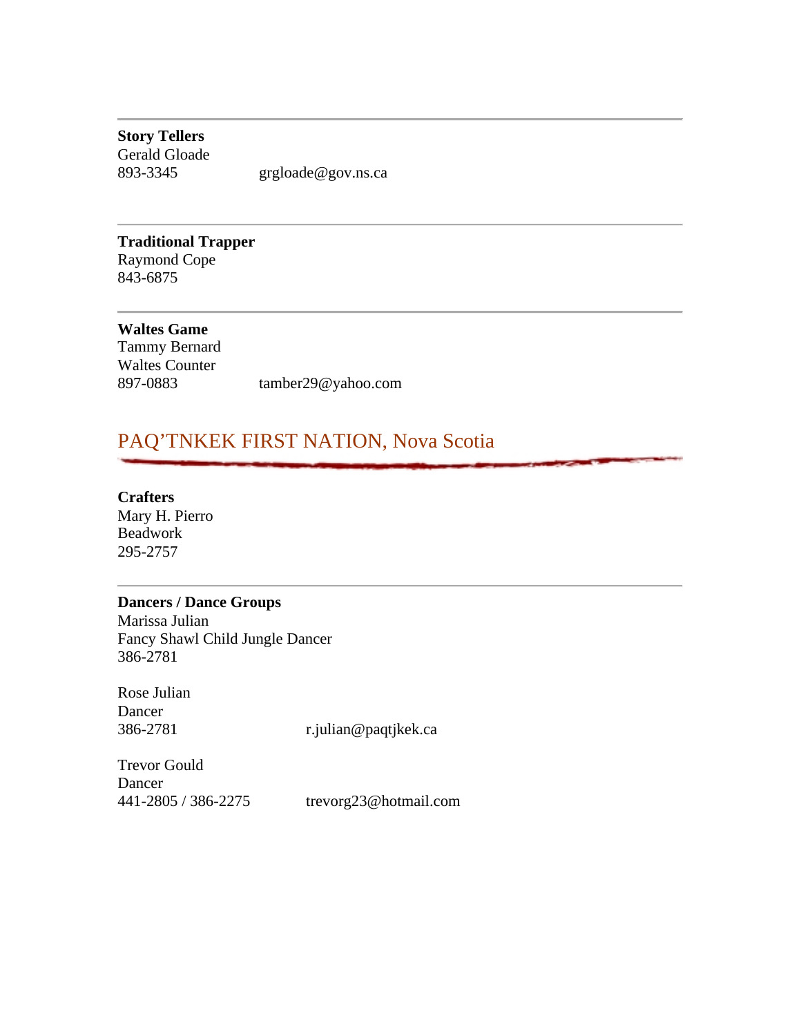---

**Story Tellers**
Gerald Gloade
893-3345 grgloade@gov.ns.ca

---

**Traditional Trapper**
Raymond Cope
843-6875

---

**Waltes Game**
Tammy Bernard
Waltes Counter
897-0883 tamber29@yahoo.com

## PAQ'TNKEK FIRST NATION, Nova Scotia

**Crafters**
Mary H. Pierro
Beadwork
295-2757

---

**Dancers / Dance Groups**
Marissa Julian
Fancy Shawl Child Jungle Dancer
386-2781

Rose Julian
Dancer
386-2781 r.julian@paqtjkek.ca

Trevor Gould
Dancer
441-2805 / 386-2275 trevorg23@hotmail.com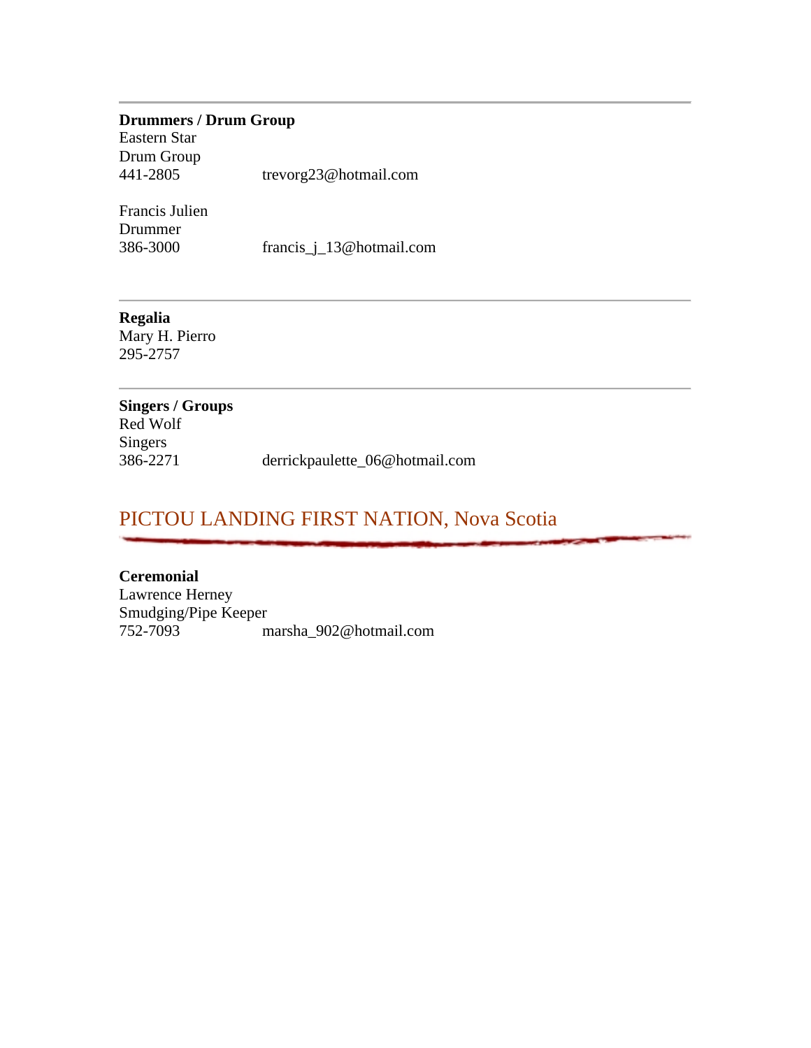---

**Drummers / Drum Group**
Eastern Star
Drum Group
441-2805 trevorg23@hotmail.com

Francis Julien
Drummer
386-3000 francis_j_13@hotmail.com

---

**Regalia**
Mary H. Pierro
295-2757

---

**Singers / Groups**
Red Wolf
Singers
386-2271 derrickpaulette_06@hotmail.com

## PICTOU LANDING FIRST NATION, Nova Scotia

**Ceremonial**
Lawrence Herney
Smudging/Pipe Keeper
752-7093 marsha_902@hotmail.com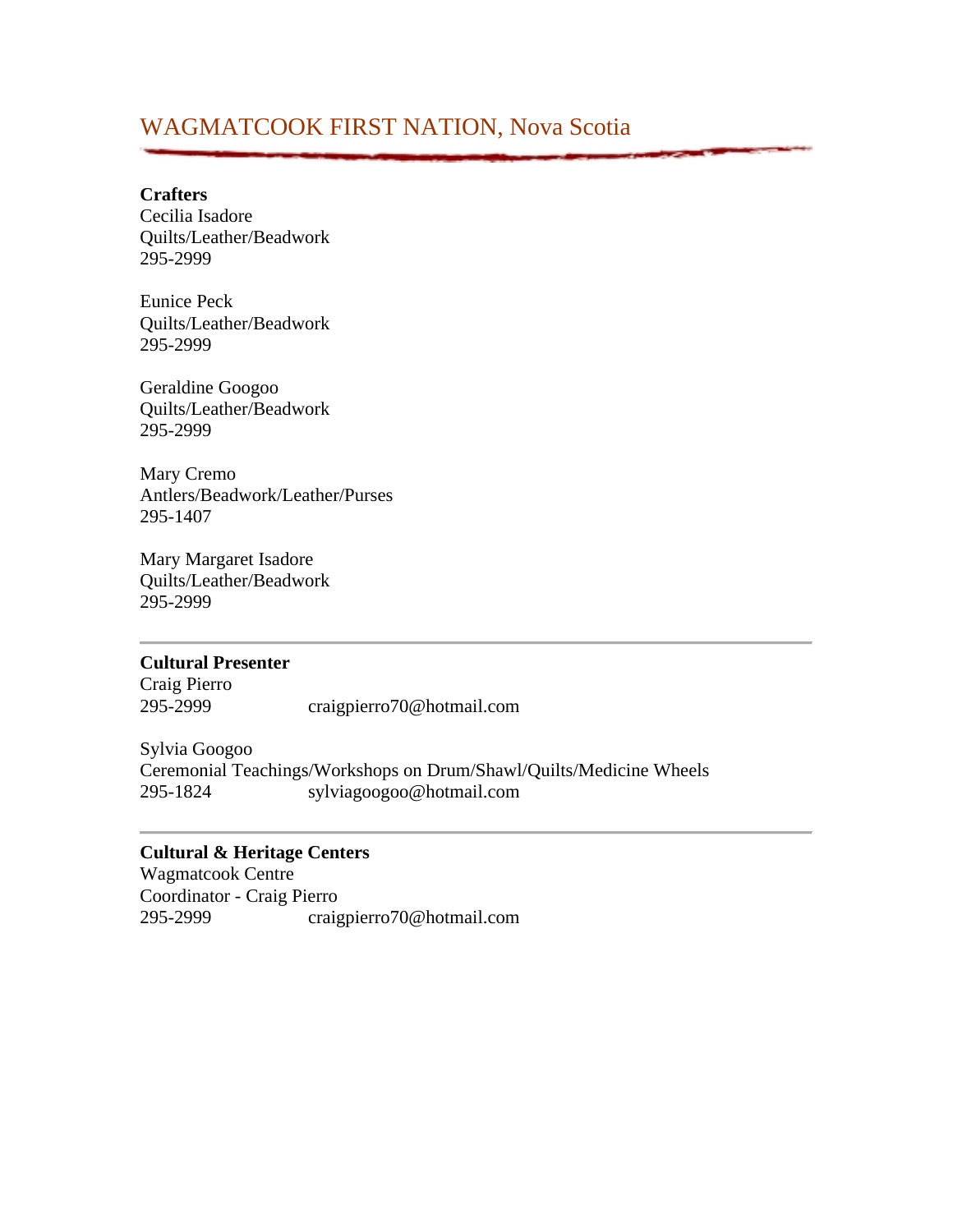# WAGMATCOOK FIRST NATION, Nova Scotia

**Crafters**

Cecilia Isadore
Quilts/Leather/Beadwork
295-2999

Eunice Peck
Quilts/Leather/Beadwork
295-2999

Geraldine Googoo
Quilts/Leather/Beadwork
295-2999

Mary Cremo
Antlers/Beadwork/Leather/Purses
295-1407

Mary Margaret Isadore
Quilts/Leather/Beadwork
295-2999

---

**Cultural Presenter**

Craig Pierro
295-2999 craigpierro70@hotmail.com

Sylvia Googoo
Ceremonial Teachings/Workshops on Drum/Shawl/Quilts/Medicine Wheels
295-1824 sylviagoogoo@hotmail.com

---

**Cultural & Heritage Centers**

Wagmatcook Centre
Coordinator - Craig Pierro
295-2999 craigpierro70@hotmail.com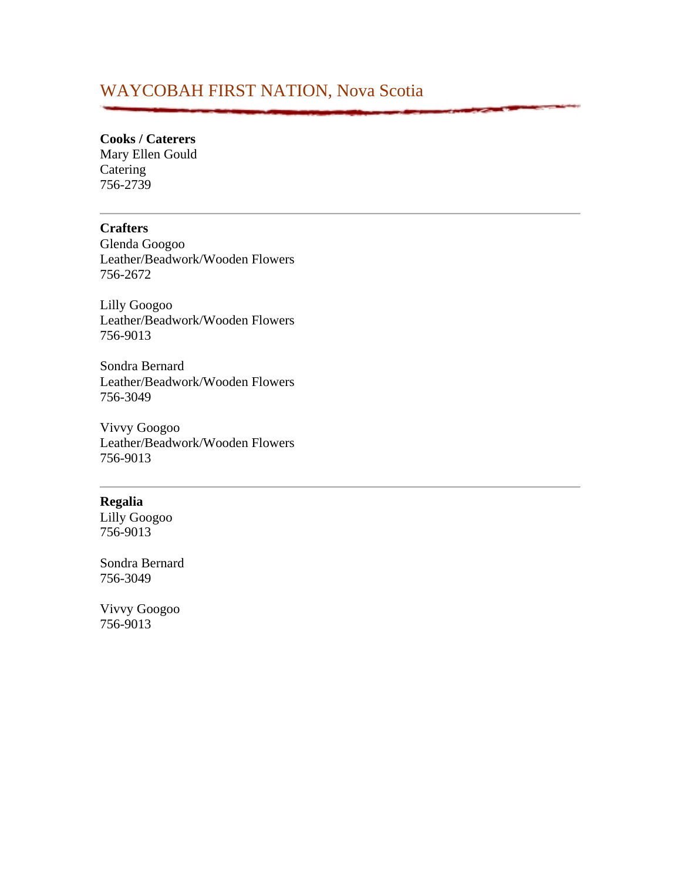## WAYCOBAH FIRST NATION, Nova Scotia

**Cooks / Caterers**
Mary Ellen Gould
Catering
756-2739

---

**Crafters**
Glenda Googoo
Leather/Beadwork/Wooden Flowers
756-2672

Lilly Googoo
Leather/Beadwork/Wooden Flowers
756-9013

Sondra Bernard
Leather/Beadwork/Wooden Flowers
756-3049

Vivvy Googoo
Leather/Beadwork/Wooden Flowers
756-9013

---

**Regalia**
Lilly Googoo
756-9013

Sondra Bernard
756-3049

Vivvy Googoo
756-9013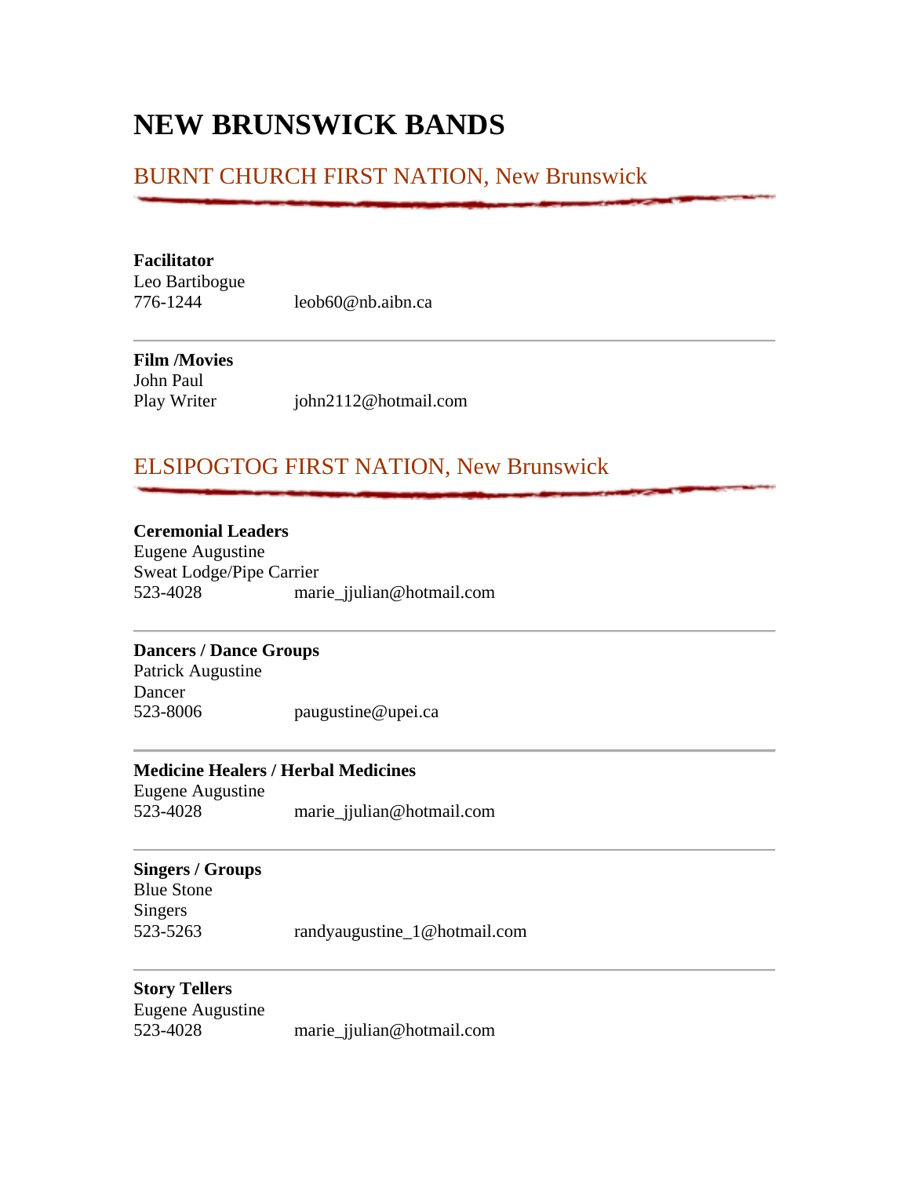# NEW BRUNSWICK BANDS

## BURNT CHURCH FIRST NATION, New Brunswick

**Facilitator**
Leo Bartibogue
776-1244 leob60@nb.aibn.ca

---

**Film /Movies**
John Paul
Play Writer john2112@hotmail.com

## ELSIPOGTOG FIRST NATION, New Brunswick

**Ceremonial Leaders**
Eugene Augustine
Sweat Lodge/Pipe Carrier
523-4028 marie_jjulian@hotmail.com

---

**Dancers / Dance Groups**
Patrick Augustine
Dancer
523-8006 paugustine@upei.ca

---

**Medicine Healers / Herbal Medicines**
Eugene Augustine
523-4028 marie_jjulian@hotmail.com

---

**Singers / Groups**
Blue Stone
Singers
523-5263 randyaugustine_1@hotmail.com

---

**Story Tellers**
Eugene Augustine
523-4028 marie_jjulian@hotmail.com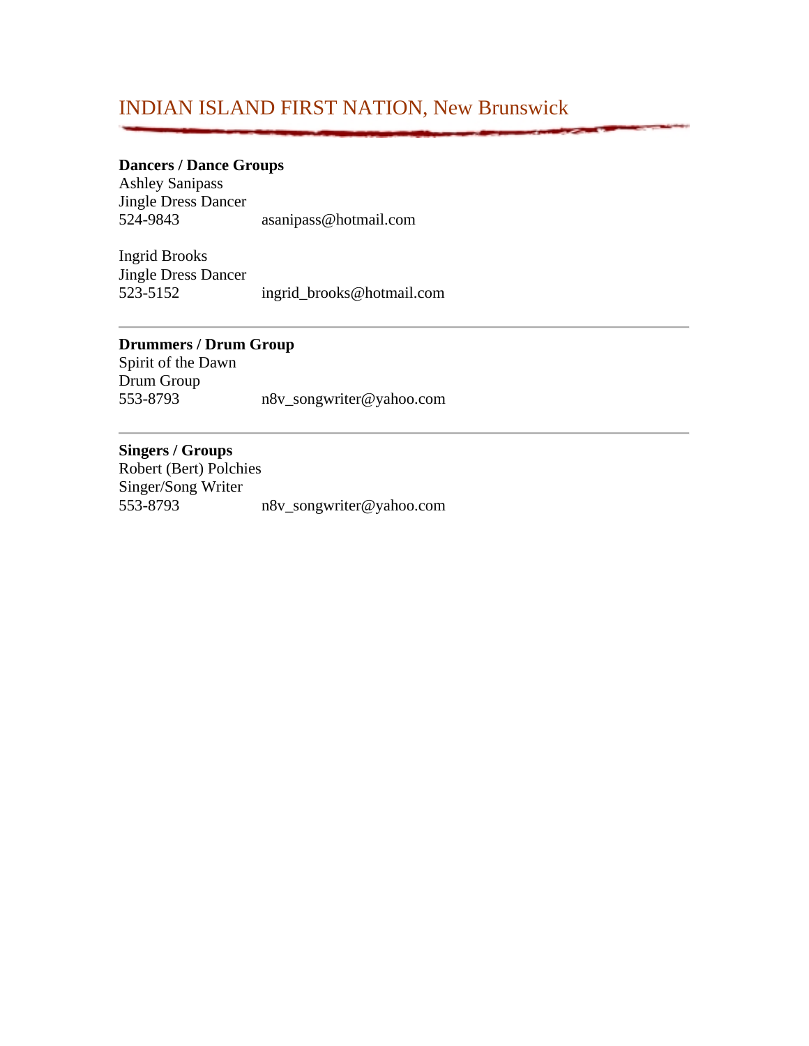## INDIAN ISLAND FIRST NATION, New Brunswick

**Dancers / Dance Groups**

Ashley Sanipass
Jingle Dress Dancer
524-9843 asanipass@hotmail.com

Ingrid Brooks
Jingle Dress Dancer
523-5152 ingrid_brooks@hotmail.com

---

**Drummers / Drum Group**

Spirit of the Dawn
Drum Group
553-8793 n8v_songwriter@yahoo.com

---

**Singers / Groups**

Robert (Bert) Polchies
Singer/Song Writer
553-8793 n8v_songwriter@yahoo.com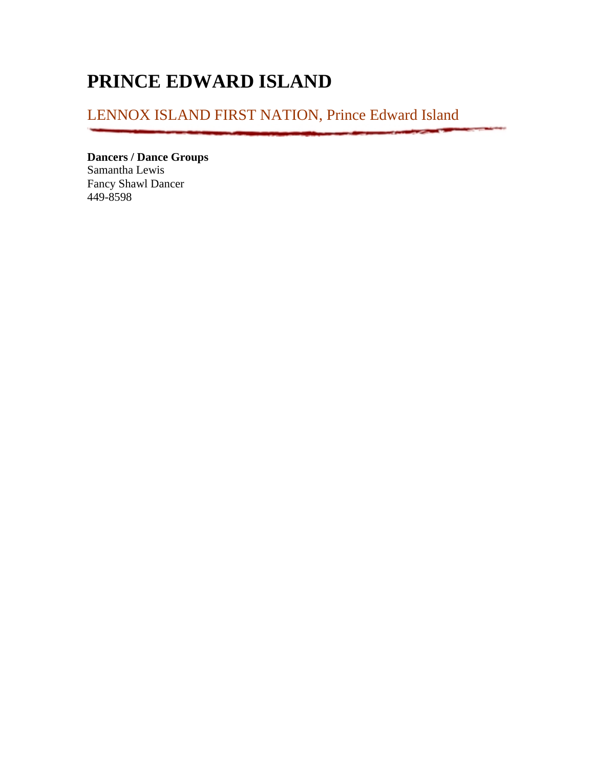# PRINCE EDWARD ISLAND

## LENNOX ISLAND FIRST NATION, Prince Edward Island

**Dancers / Dance Groups**
Samantha Lewis
Fancy Shawl Dancer
449-8598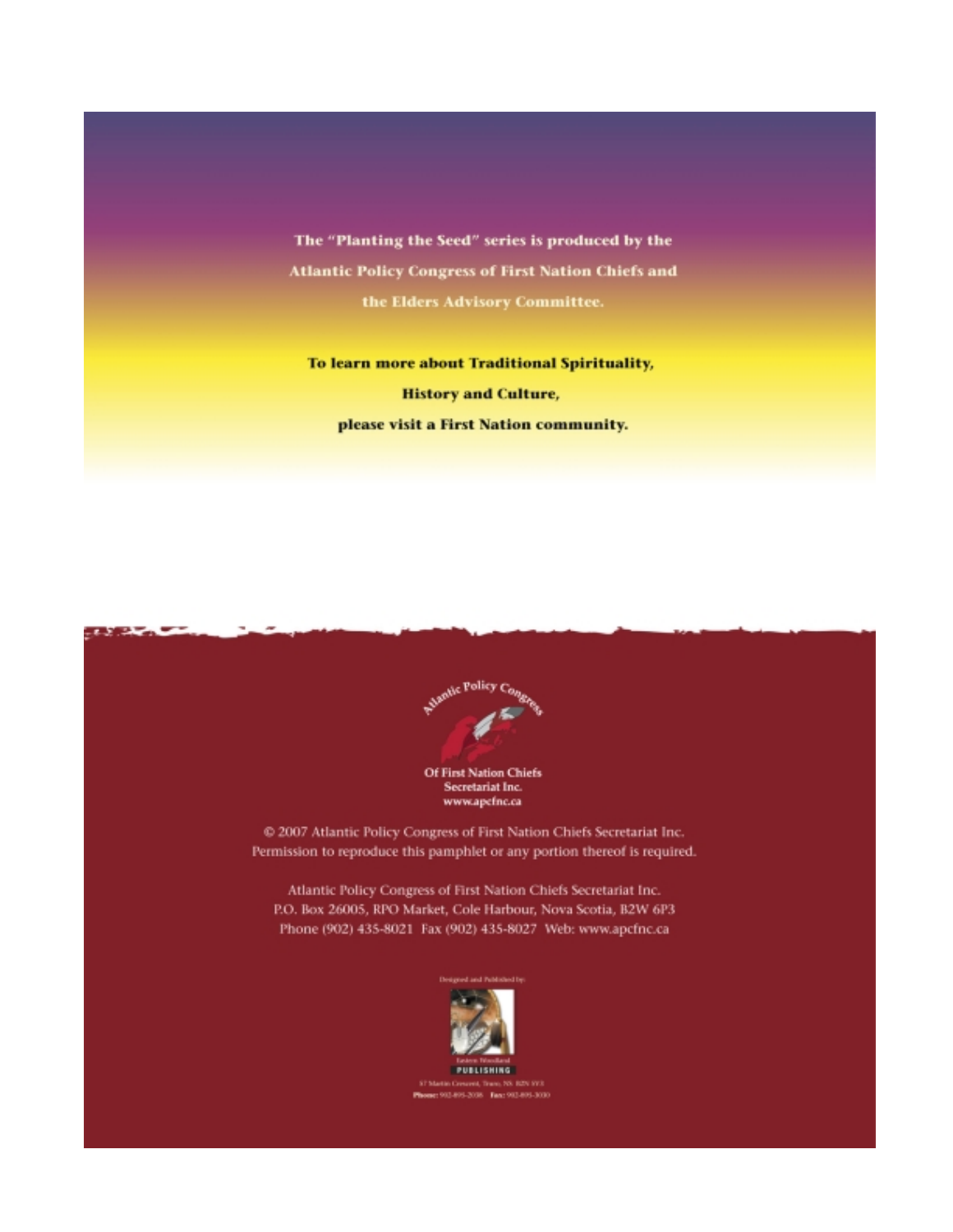**The "Planting the Seed" series is produced by the Atlantic Policy Congress of First Nation Chiefs and the Elders Advisory Committee.**

**To learn more about Traditional Spirituality, History and Culture, please visit a First Nation community.**

Atlantic Policy Congress

Of First Nation Chiefs
Secretariat Inc.
www.apcfnc.ca

© 2007 Atlantic Policy Congress of First Nation Chiefs Secretariat Inc.
Permission to reproduce this pamphlet or any portion thereof is required.

Atlantic Policy Congress of First Nation Chiefs Secretariat Inc.
P.O. Box 26005, RPO Market, Cole Harbour, Nova Scotia, B2W 6P3
Phone (902) 435-8021 Fax (902) 435-8027 Web: www.apcfnc.ca

Designed and Published by:

Eastern Woodland
PUBLISHING

57 Martin Crescent, Truro, NS B2N 5Y3
Phone: 902-895-2038 Fax: 902-895-3030